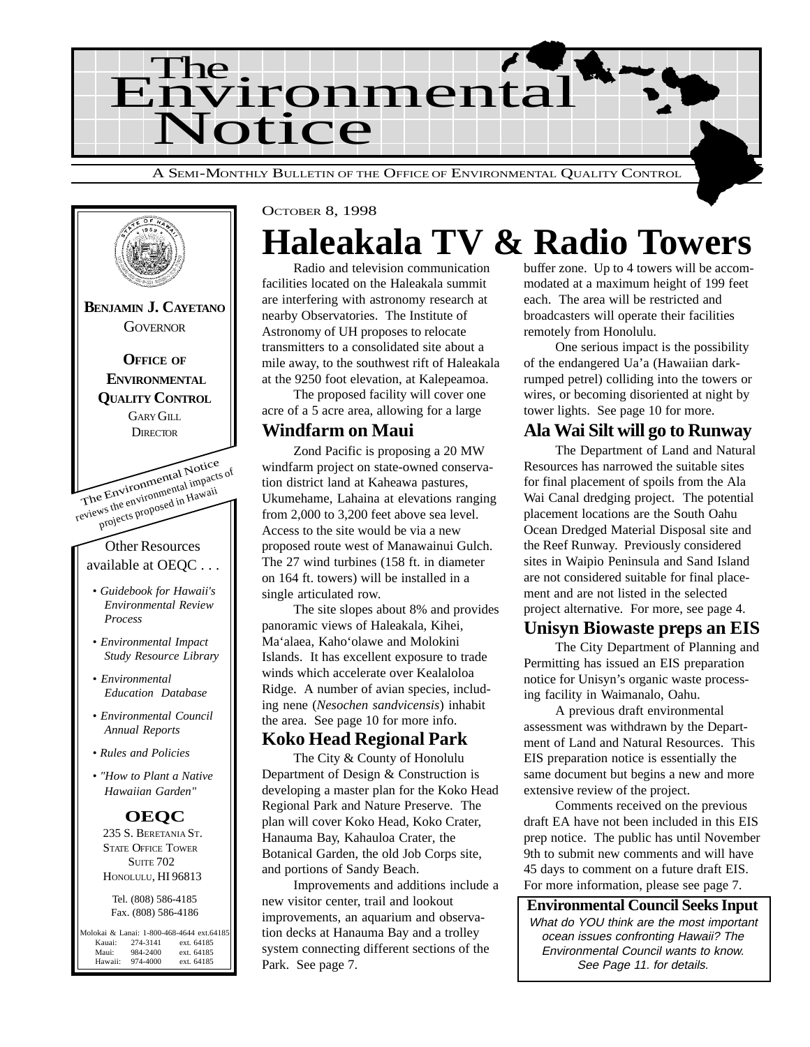# The Environmental Notice

A SEMI-MONTHLY BULLETIN OF THE OFFICE OF ENVIRONMENTAL QUALITY CONTROL

**BENJAMIN J. CAYETANO**
GOVERNOR

**OFFICE OF ENVIRONMENTAL QUALITY CONTROL**
GARY GILL
DIRECTOR

The Environmental Notice reviews the environmental impacts of projects proposed in Hawaii

Other Resources available at OEQC . . .

- *Guidebook for Hawaii's Environmental Review Process*
- *Environmental Impact Study Resource Library*
- *Environmental Education Database*
- *Environmental Council Annual Reports*
- *Rules and Policies*
- *"How to Plant a Native Hawaiian Garden"*

**OEQC**
235 S. BERETANIA ST.
STATE OFFICE TOWER
SUITE 702
HONOLULU, HI 96813

Tel. (808) 586-4185
Fax. (808) 586-4186

| | | |
|---|---|---|
| Molokai & Lanai: | 1-800-468-4644 | ext.64185 |
| Kauai: | 274-3141 | ext. 64185 |
| Maui: | 984-2400 | ext. 64185 |
| Hawaii: | 974-4000 | ext. 64185 |

OCTOBER 8, 1998

# Haleakala TV & Radio Towers

Radio and television communication facilities located on the Haleakala summit are interfering with astronomy research at nearby Observatories. The Institute of Astronomy of UH proposes to relocate transmitters to a consolidated site about a mile away, to the southwest rift of Haleakala at the 9250 foot elevation, at Kalepeamoa.

The proposed facility will cover one acre of a 5 acre area, allowing for a large buffer zone. Up to 4 towers will be accommodated at a maximum height of 199 feet each. The area will be restricted and broadcasters will operate their facilities remotely from Honolulu.

One serious impact is the possibility of the endangered Ua'a (Hawaiian dark-rumped petrel) colliding into the towers or wires, or becoming disoriented at night by tower lights. See page 10 for more.

## Windfarm on Maui

Zond Pacific is proposing a 20 MW windfarm project on state-owned conservation district land at Kaheawa pastures, Ukumehame, Lahaina at elevations ranging from 2,000 to 3,200 feet above sea level. Access to the site would be via a new proposed route west of Manawainui Gulch. The 27 wind turbines (158 ft. in diameter on 164 ft. towers) will be installed in a single articulated row.

The site slopes about 8% and provides panoramic views of Haleakala, Kihei, Ma'alaea, Kaho'olawe and Molokini Islands. It has excellent exposure to trade winds which accelerate over Kealaloloa Ridge. A number of avian species, including nene (*Nesochen sandvicensis*) inhabit the area. See page 10 for more info.

## Koko Head Regional Park

The City & County of Honolulu Department of Design & Construction is developing a master plan for the Koko Head Regional Park and Nature Preserve. The plan will cover Koko Head, Koko Crater, Hanauma Bay, Kahauloa Crater, the Botanical Garden, the old Job Corps site, and portions of Sandy Beach.

Improvements and additions include a new visitor center, trail and lookout improvements, an aquarium and observation decks at Hanauma Bay and a trolley system connecting different sections of the Park. See page 7.

## Ala Wai Silt will go to Runway

The Department of Land and Natural Resources has narrowed the suitable sites for final placement of spoils from the Ala Wai Canal dredging project. The potential placement locations are the South Oahu Ocean Dredged Material Disposal site and the Reef Runway. Previously considered sites in Waipio Peninsula and Sand Island are not considered suitable for final placement and are not listed in the selected project alternative. For more, see page 4.

## Unisyn Biowaste preps an EIS

The City Department of Planning and Permitting has issued an EIS preparation notice for Unisyn's organic waste processing facility in Waimanalo, Oahu.

A previous draft environmental assessment was withdrawn by the Department of Land and Natural Resources. This EIS preparation notice is essentially the same document but begins a new and more extensive review of the project.

Comments received on the previous draft EA have not been included in this EIS prep notice. The public has until November 9th to submit new comments and will have 45 days to comment on a future draft EIS. For more information, please see page 7.

**Environmental Council Seeks Input**

*What do YOU think are the most important ocean issues confronting Hawaii? The Environmental Council wants to know. See Page 11. for details.*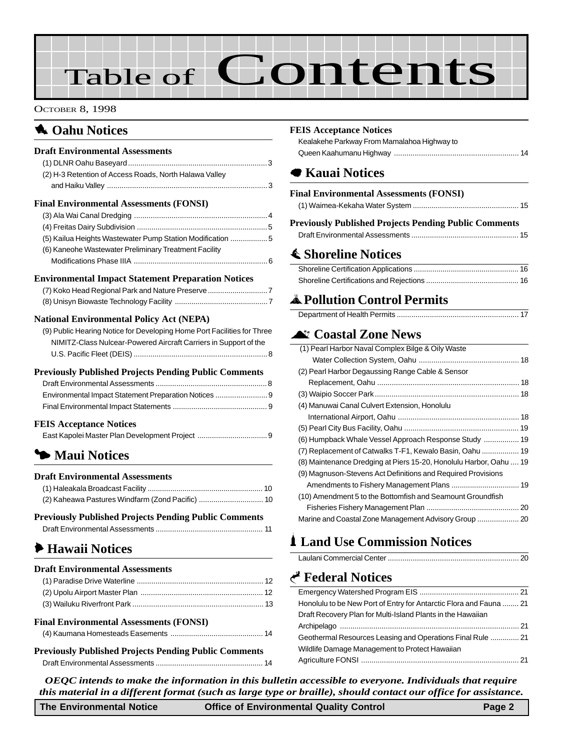# Table of Contents

OCTOBER 8, 1998

## Oahu Notices

### Draft Environmental Assessments

(1) DLNR Oahu Baseyard ..... 3
(2) H-3 Retention of Access Roads, North Halawa Valley and Haiku Valley ..... 3

### Final Environmental Assessments (FONSI)

(3) Ala Wai Canal Dredging ..... 4
(4) Freitas Dairy Subdivision ..... 5
(5) Kailua Heights Wastewater Pump Station Modification ..... 5
(6) Kaneohe Wastewater Preliminary Treatment Facility Modifications Phase IIIA ..... 6

### Environmental Impact Statement Preparation Notices

(7) Koko Head Regional Park and Nature Preserve ..... 7
(8) Unisyn Biowaste Technology Facility ..... 7

### National Environmental Policy Act (NEPA)

(9) Public Hearing Notice for Developing Home Port Facilities for Three NIMITZ-Class Nulcear-Powered Aircraft Carriers in Support of the U.S. Pacific Fleet (DEIS) ..... 8

### Previously Published Projects Pending Public Comments

Draft Environmental Assessments ..... 8
Environmental Impact Statement Preparation Notices ..... 9
Final Environmental Impact Statements ..... 9

### FEIS Acceptance Notices

East Kapolei Master Plan Development Project ..... 9

## Maui Notices

### Draft Environmental Assessments

(1) Haleakala Broadcast Facility ..... 10
(2) Kaheawa Pastures Windfarm (Zond Pacific) ..... 10

### Previously Published Projects Pending Public Comments

Draft Environmental Assessments ..... 11

## Hawaii Notices

### Draft Environmental Assessments

(1) Paradise Drive Waterline ..... 12
(2) Upolu Airport Master Plan ..... 12
(3) Wailuku Riverfront Park ..... 13

### Final Environmental Assessments (FONSI)

(4) Kaumana Homesteads Easements ..... 14

### Previously Published Projects Pending Public Comments

Draft Environmental Assessments ..... 14

### FEIS Acceptance Notices

Kealakehe Parkway From Mamalahoa Highway to Queen Kaahumanu Highway ..... 14

## Kauai Notices

### Final Environmental Assessments (FONSI)

(1) Waimea-Kekaha Water System ..... 15

### Previously Published Projects Pending Public Comments

Draft Environmental Assessments ..... 15

## Shoreline Notices

Shoreline Certification Applications ..... 16
Shoreline Certifications and Rejections ..... 16

## Pollution Control Permits

Department of Health Permits ..... 17

## Coastal Zone News

(1) Pearl Harbor Naval Complex Bilge & Oily Waste Water Collection System, Oahu ..... 18
(2) Pearl Harbor Degaussing Range Cable & Sensor Replacement, Oahu ..... 18
(3) Waipio Soccer Park ..... 18
(4) Manuwai Canal Culvert Extension, Honolulu International Airport, Oahu ..... 18
(5) Pearl City Bus Facility, Oahu ..... 19
(6) Humpback Whale Vessel Approach Response Study ..... 19
(7) Replacement of Catwalks T-F1, Kewalo Basin, Oahu ..... 19
(8) Maintenance Dredging at Piers 15-20, Honolulu Harbor, Oahu ..... 19
(9) Magnuson-Stevens Act Definitions and Required Provisions Amendments to Fishery Management Plans ..... 19
(10) Amendment 5 to the Bottomfish and Seamount Groundfish Fisheries Fishery Management Plan ..... 20
Marine and Coastal Zone Management Advisory Group ..... 20

## Land Use Commission Notices

Laulani Commercial Center ..... 20

## Federal Notices

Emergency Watershed Program EIS ..... 21
Honolulu to be New Port of Entry for Antarctic Flora and Fauna ..... 21
Draft Recovery Plan for Multi-Island Plants in the Hawaiian Archipelago ..... 21
Geothermal Resources Leasing and Operations Final Rule ..... 21
Wildlife Damage Management to Protect Hawaiian Agriculture FONSI ..... 21

***OEQC intends to make the information in this bulletin accessible to everyone. Individuals that require this material in a different format (such as large type or braille), should contact our office for assistance.***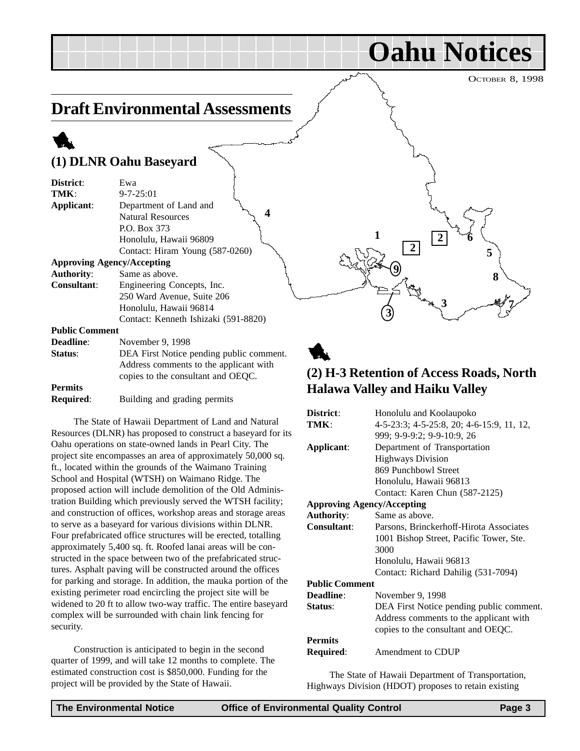# Oahu Notices

OCTOBER 8, 1998

## Draft Environmental Assessments

### (1) DLNR Oahu Baseyard

**District**: Ewa
**TMK**: 9-7-25:01
**Applicant**: Department of Land and Natural Resources
P.O. Box 373
Honolulu, Hawaii 96809
Contact: Hiram Young (587-0260)

**Approving Agency/Accepting**
**Authority**: Same as above.
**Consultant**: Engineering Concepts, Inc.
250 Ward Avenue, Suite 206
Honolulu, Hawaii 96814
Contact: Kenneth Ishizaki (591-8820)

**Public Comment**
**Deadline**: November 9, 1998
**Status**: DEA First Notice pending public comment. Address comments to the applicant with copies to the consultant and OEQC.

**Permits**
**Required**: Building and grading permits

The State of Hawaii Department of Land and Natural Resources (DLNR) has proposed to construct a baseyard for its Oahu operations on state-owned lands in Pearl City. The project site encompasses an area of approximately 50,000 sq. ft., located within the grounds of the Waimano Training School and Hospital (WTSH) on Waimano Ridge. The proposed action will include demolition of the Old Administration Building which previously served the WTSH facility; and construction of offices, workshop areas and storage areas to serve as a baseyard for various divisions within DLNR. Four prefabricated office structures will be erected, totalling approximately 5,400 sq. ft. Roofed lanai areas will be constructed in the space between two of the prefabricated structures. Asphalt paving will be constructed around the offices for parking and storage. In addition, the mauka portion of the existing perimeter road encircling the project site will be widened to 20 ft to allow two-way traffic. The entire baseyard complex will be surrounded with chain link fencing for security.

Construction is anticipated to begin in the second quarter of 1999, and will take 12 months to complete. The estimated construction cost is $850,000. Funding for the project will be provided by the State of Hawaii.

### (2) H-3 Retention of Access Roads, North Halawa Valley and Haiku Valley

**District**: Honolulu and Koolaupoko
**TMK**: 4-5-23:3; 4-5-25:8, 20; 4-6-15:9, 11, 12, 999; 9-9-9:2; 9-9-10:9, 26
**Applicant**: Department of Transportation
Highways Division
869 Punchbowl Street
Honolulu, Hawaii 96813
Contact: Karen Chun (587-2125)

**Approving Agency/Accepting**
**Authority**: Same as above.
**Consultant**: Parsons, Brinckerhoff-Hirota Associates
1001 Bishop Street, Pacific Tower, Ste. 3000
Honolulu, Hawaii 96813
Contact: Richard Dahilig (531-7094)

**Public Comment**
**Deadline**: November 9, 1998
**Status**: DEA First Notice pending public comment. Address comments to the applicant with copies to the consultant and OEQC.

**Permits**
**Required**: Amendment to CDUP

The State of Hawaii Department of Transportation, Highways Division (HDOT) proposes to retain existing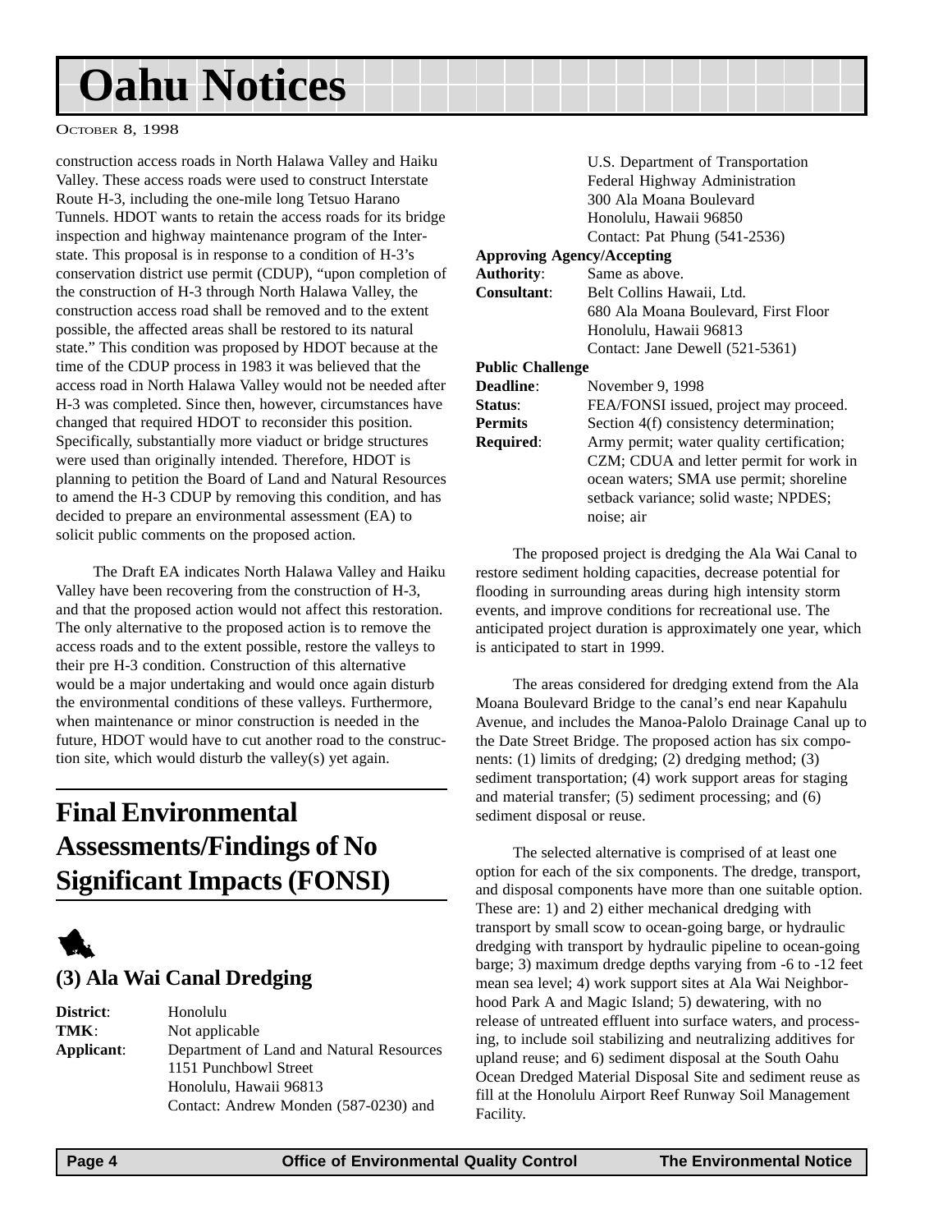# Oahu Notices

construction access roads in North Halawa Valley and Haiku Valley. These access roads were used to construct Interstate Route H-3, including the one-mile long Tetsuo Harano Tunnels. HDOT wants to retain the access roads for its bridge inspection and highway maintenance program of the Interstate. This proposal is in response to a condition of H-3's conservation district use permit (CDUP), "upon completion of the construction of H-3 through North Halawa Valley, the construction access road shall be removed and to the extent possible, the affected areas shall be restored to its natural state." This condition was proposed by HDOT because at the time of the CDUP process in 1983 it was believed that the access road in North Halawa Valley would not be needed after H-3 was completed. Since then, however, circumstances have changed that required HDOT to reconsider this position. Specifically, substantially more viaduct or bridge structures were used than originally intended. Therefore, HDOT is planning to petition the Board of Land and Natural Resources to amend the H-3 CDUP by removing this condition, and has decided to prepare an environmental assessment (EA) to solicit public comments on the proposed action.

The Draft EA indicates North Halawa Valley and Haiku Valley have been recovering from the construction of H-3, and that the proposed action would not affect this restoration. The only alternative to the proposed action is to remove the access roads and to the extent possible, restore the valleys to their pre H-3 condition. Construction of this alternative would be a major undertaking and would once again disturb the environmental conditions of these valleys. Furthermore, when maintenance or minor construction is needed in the future, HDOT would have to cut another road to the construction site, which would disturb the valley(s) yet again.

## Final Environmental Assessments/Findings of No Significant Impacts (FONSI)

### (3) Ala Wai Canal Dredging

**District**: Honolulu

**TMK**: Not applicable

**Applicant**: Department of Land and Natural Resources
1151 Punchbowl Street
Honolulu, Hawaii 96813
Contact: Andrew Monden (587-0230) and
U.S. Department of Transportation
Federal Highway Administration
300 Ala Moana Boulevard
Honolulu, Hawaii 96850
Contact: Pat Phung (541-2536)

**Approving Agency/Accepting Authority**: Same as above.

**Consultant**: Belt Collins Hawaii, Ltd.
680 Ala Moana Boulevard, First Floor
Honolulu, Hawaii 96813
Contact: Jane Dewell (521-5361)

**Public Challenge Deadline**: November 9, 1998

**Status**: FEA/FONSI issued, project may proceed.

**Permits Required**: Section 4(f) consistency determination; Army permit; water quality certification; CZM; CDUA and letter permit for work in ocean waters; SMA use permit; shoreline setback variance; solid waste; NPDES; noise; air

The proposed project is dredging the Ala Wai Canal to restore sediment holding capacities, decrease potential for flooding in surrounding areas during high intensity storm events, and improve conditions for recreational use. The anticipated project duration is approximately one year, which is anticipated to start in 1999.

The areas considered for dredging extend from the Ala Moana Boulevard Bridge to the canal's end near Kapahulu Avenue, and includes the Manoa-Palolo Drainage Canal up to the Date Street Bridge. The proposed action has six components: (1) limits of dredging; (2) dredging method; (3) sediment transportation; (4) work support areas for staging and material transfer; (5) sediment processing; and (6) sediment disposal or reuse.

The selected alternative is comprised of at least one option for each of the six components. The dredge, transport, and disposal components have more than one suitable option. These are: 1) and 2) either mechanical dredging with transport by small scow to ocean-going barge, or hydraulic dredging with transport by hydraulic pipeline to ocean-going barge; 3) maximum dredge depths varying from -6 to -12 feet mean sea level; 4) work support sites at Ala Wai Neighborhood Park A and Magic Island; 5) dewatering, with no release of untreated effluent into surface waters, and processing, to include soil stabilizing and neutralizing additives for upland reuse; and 6) sediment disposal at the South Oahu Ocean Dredged Material Disposal Site and sediment reuse as fill at the Honolulu Airport Reef Runway Soil Management Facility.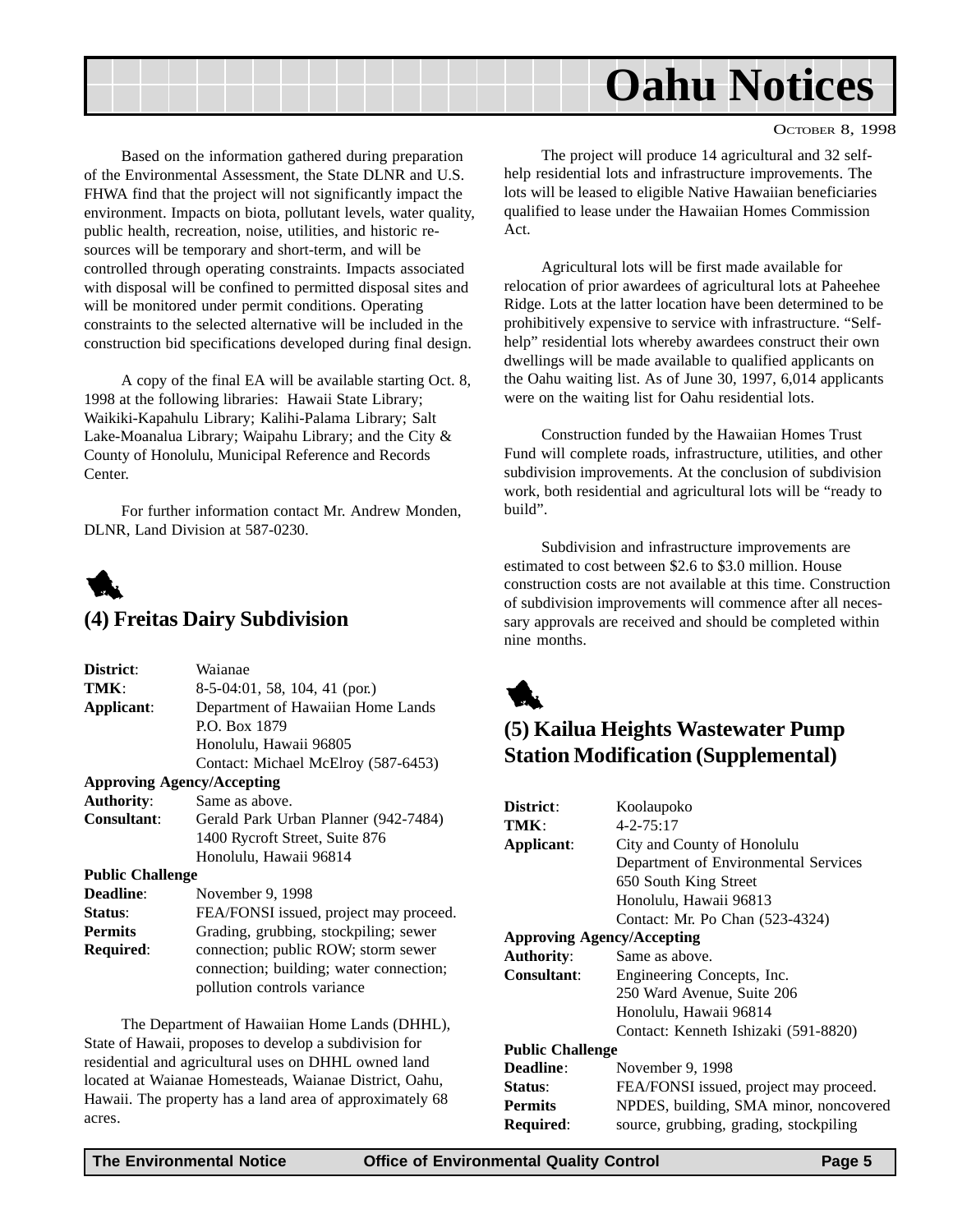Based on the information gathered during preparation of the Environmental Assessment, the State DLNR and U.S. FHWA find that the project will not significantly impact the environment. Impacts on biota, pollutant levels, water quality, public health, recreation, noise, utilities, and historic resources will be temporary and short-term, and will be controlled through operating constraints. Impacts associated with disposal will be confined to permitted disposal sites and will be monitored under permit conditions. Operating constraints to the selected alternative will be included in the construction bid specifications developed during final design.

A copy of the final EA will be available starting Oct. 8, 1998 at the following libraries: Hawaii State Library; Waikiki-Kapahulu Library; Kalihi-Palama Library; Salt Lake-Moanalua Library; Waipahu Library; and the City & County of Honolulu, Municipal Reference and Records Center.

For further information contact Mr. Andrew Monden, DLNR, Land Division at 587-0230.

## (4) Freitas Dairy Subdivision

**District**: Waianae
**TMK**: 8-5-04:01, 58, 104, 41 (por.)
**Applicant**: Department of Hawaiian Home Lands
P.O. Box 1879
Honolulu, Hawaii 96805
Contact: Michael McElroy (587-6453)
**Approving Agency/Accepting Authority**: Same as above.
**Consultant**: Gerald Park Urban Planner (942-7484)
1400 Rycroft Street, Suite 876
Honolulu, Hawaii 96814
**Public Challenge Deadline**: November 9, 1998
**Status**: FEA/FONSI issued, project may proceed.
**Permits Required**: Grading, grubbing, stockpiling; sewer connection; public ROW; storm sewer connection; building; water connection; pollution controls variance

The Department of Hawaiian Home Lands (DHHL), State of Hawaii, proposes to develop a subdivision for residential and agricultural uses on DHHL owned land located at Waianae Homesteads, Waianae District, Oahu, Hawaii. The property has a land area of approximately 68 acres.

The project will produce 14 agricultural and 32 self-help residential lots and infrastructure improvements. The lots will be leased to eligible Native Hawaiian beneficiaries qualified to lease under the Hawaiian Homes Commission Act.

Agricultural lots will be first made available for relocation of prior awardees of agricultural lots at Paheehee Ridge. Lots at the latter location have been determined to be prohibitively expensive to service with infrastructure. "Self-help" residential lots whereby awardees construct their own dwellings will be made available to qualified applicants on the Oahu waiting list. As of June 30, 1997, 6,014 applicants were on the waiting list for Oahu residential lots.

Construction funded by the Hawaiian Homes Trust Fund will complete roads, infrastructure, utilities, and other subdivision improvements. At the conclusion of subdivision work, both residential and agricultural lots will be "ready to build".

Subdivision and infrastructure improvements are estimated to cost between $2.6 to $3.0 million. House construction costs are not available at this time. Construction of subdivision improvements will commence after all necessary approvals are received and should be completed within nine months.

## (5) Kailua Heights Wastewater Pump Station Modification (Supplemental)

**District**: Koolaupoko
**TMK**: 4-2-75:17
**Applicant**: City and County of Honolulu
Department of Environmental Services
650 South King Street
Honolulu, Hawaii 96813
Contact: Mr. Po Chan (523-4324)
**Approving Agency/Accepting Authority**: Same as above.
**Consultant**: Engineering Concepts, Inc.
250 Ward Avenue, Suite 206
Honolulu, Hawaii 96814
Contact: Kenneth Ishizaki (591-8820)
**Public Challenge Deadline**: November 9, 1998
**Status**: FEA/FONSI issued, project may proceed.
**Permits Required**: NPDES, building, SMA minor, noncovered source, grubbing, grading, stockpiling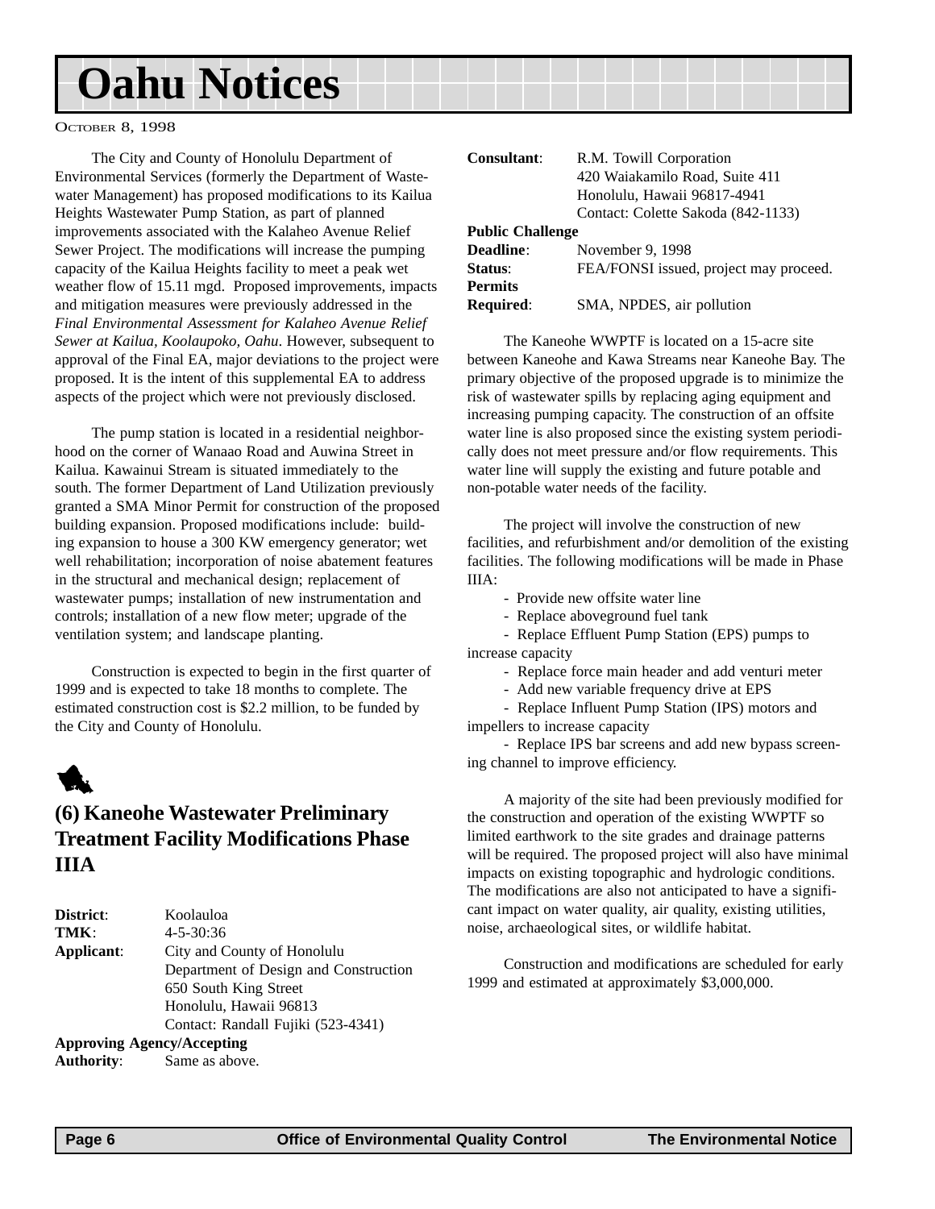# Oahu Notices

OCTOBER 8, 1998

The City and County of Honolulu Department of Environmental Services (formerly the Department of Wastewater Management) has proposed modifications to its Kailua Heights Wastewater Pump Station, as part of planned improvements associated with the Kalaheo Avenue Relief Sewer Project. The modifications will increase the pumping capacity of the Kailua Heights facility to meet a peak wet weather flow of 15.11 mgd. Proposed improvements, impacts and mitigation measures were previously addressed in the *Final Environmental Assessment for Kalaheo Avenue Relief Sewer at Kailua, Koolaupoko, Oahu*. However, subsequent to approval of the Final EA, major deviations to the project were proposed. It is the intent of this supplemental EA to address aspects of the project which were not previously disclosed.

The pump station is located in a residential neighborhood on the corner of Wanaao Road and Auwina Street in Kailua. Kawainui Stream is situated immediately to the south. The former Department of Land Utilization previously granted a SMA Minor Permit for construction of the proposed building expansion. Proposed modifications include: building expansion to house a 300 KW emergency generator; wet well rehabilitation; incorporation of noise abatement features in the structural and mechanical design; replacement of wastewater pumps; installation of new instrumentation and controls; installation of a new flow meter; upgrade of the ventilation system; and landscape planting.

Construction is expected to begin in the first quarter of 1999 and is expected to take 18 months to complete. The estimated construction cost is $2.2 million, to be funded by the City and County of Honolulu.

## (6) Kaneohe Wastewater Preliminary Treatment Facility Modifications Phase IIIA

**District**: Koolauloa
**TMK**: 4-5-30:36
**Applicant**: City and County of Honolulu
Department of Design and Construction
650 South King Street
Honolulu, Hawaii 96813
Contact: Randall Fujiki (523-4341)
**Approving Agency/Accepting Authority**: Same as above.
**Consultant**: R.M. Towill Corporation
420 Waiakamilo Road, Suite 411
Honolulu, Hawaii 96817-4941
Contact: Colette Sakoda (842-1133)
**Public Challenge Deadline**: November 9, 1998
**Status**: FEA/FONSI issued, project may proceed.
**Permits Required**: SMA, NPDES, air pollution

The Kaneohe WWPTF is located on a 15-acre site between Kaneohe and Kawa Streams near Kaneohe Bay. The primary objective of the proposed upgrade is to minimize the risk of wastewater spills by replacing aging equipment and increasing pumping capacity. The construction of an offsite water line is also proposed since the existing system periodically does not meet pressure and/or flow requirements. This water line will supply the existing and future potable and non-potable water needs of the facility.

The project will involve the construction of new facilities, and refurbishment and/or demolition of the existing facilities. The following modifications will be made in Phase IIIA:

- Provide new offsite water line
- Replace aboveground fuel tank
- Replace Effluent Pump Station (EPS) pumps to increase capacity
- Replace force main header and add venturi meter
- Add new variable frequency drive at EPS
- Replace Influent Pump Station (IPS) motors and impellers to increase capacity
- Replace IPS bar screens and add new bypass screening channel to improve efficiency.

A majority of the site had been previously modified for the construction and operation of the existing WWPTF so limited earthwork to the site grades and drainage patterns will be required. The proposed project will also have minimal impacts on existing topographic and hydrologic conditions. The modifications are also not anticipated to have a significant impact on water quality, air quality, existing utilities, noise, archaeological sites, or wildlife habitat.

Construction and modifications are scheduled for early 1999 and estimated at approximately $3,000,000.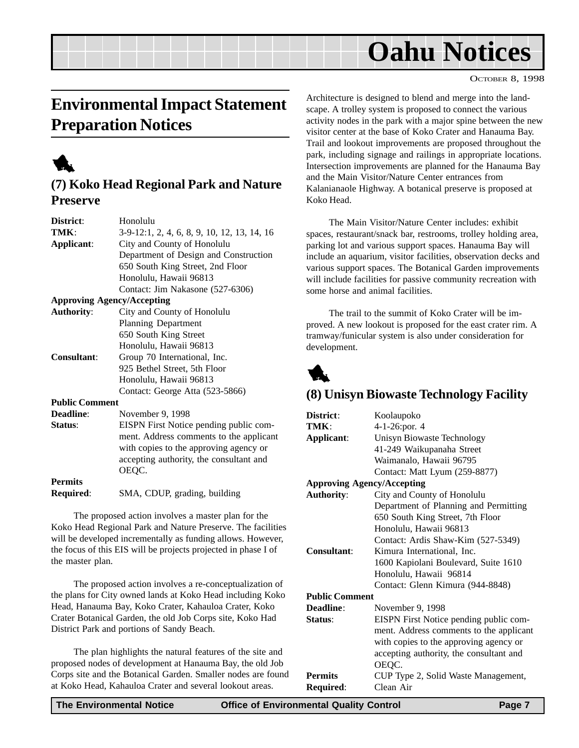# Environmental Impact Statement Preparation Notices

## (7) Koko Head Regional Park and Nature Preserve

| | |
|---|---|
| **District**: | Honolulu |
| **TMK**: | 3-9-12:1, 2, 4, 6, 8, 9, 10, 12, 13, 14, 16 |
| **Applicant**: | City and County of Honolulu<br>Department of Design and Construction<br>650 South King Street, 2nd Floor<br>Honolulu, Hawaii 96813<br>Contact: Jim Nakasone (527-6306) |
| **Approving Agency/Accepting Authority**: | City and County of Honolulu<br>Planning Department<br>650 South King Street<br>Honolulu, Hawaii 96813 |
| **Consultant**: | Group 70 International, Inc.<br>925 Bethel Street, 5th Floor<br>Honolulu, Hawaii 96813<br>Contact: George Atta (523-5866) |
| **Public Comment Deadline**: | November 9, 1998 |
| **Status**: | EISPN First Notice pending public comment. Address comments to the applicant with copies to the approving agency or accepting authority, the consultant and OEQC. |
| **Permits Required**: | SMA, CDUP, grading, building |

The proposed action involves a master plan for the Koko Head Regional Park and Nature Preserve. The facilities will be developed incrementally as funding allows. However, the focus of this EIS will be projects projected in phase I of the master plan.

The proposed action involves a re-conceptualization of the plans for City owned lands at Koko Head including Koko Head, Hanauma Bay, Koko Crater, Kahauloa Crater, Koko Crater Botanical Garden, the old Job Corps site, Koko Had District Park and portions of Sandy Beach.

The plan highlights the natural features of the site and proposed nodes of development at Hanauma Bay, the old Job Corps site and the Botanical Garden. Smaller nodes are found at Koko Head, Kahauloa Crater and several lookout areas. Architecture is designed to blend and merge into the landscape. A trolley system is proposed to connect the various activity nodes in the park with a major spine between the new visitor center at the base of Koko Crater and Hanauma Bay. Trail and lookout improvements are proposed throughout the park, including signage and railings in appropriate locations. Intersection improvements are planned for the Hanauma Bay and the Main Visitor/Nature Center entrances from Kalanianaole Highway. A botanical preserve is proposed at Koko Head.

The Main Visitor/Nature Center includes: exhibit spaces, restaurant/snack bar, restrooms, trolley holding area, parking lot and various support spaces. Hanauma Bay will include an aquarium, visitor facilities, observation decks and various support spaces. The Botanical Garden improvements will include facilities for passive community recreation with some horse and animal facilities.

The trail to the summit of Koko Crater will be improved. A new lookout is proposed for the east crater rim. A tramway/funicular system is also under consideration for development.

## (8) Unisyn Biowaste Technology Facility

| | |
|---|---|
| **District**: | Koolaupoko |
| **TMK**: | 4-1-26:por. 4 |
| **Applicant**: | Unisyn Biowaste Technology<br>41-249 Waikupanaha Street<br>Waimanalo, Hawaii 96795<br>Contact: Matt Lyum (259-8877) |
| **Approving Agency/Accepting Authority**: | City and County of Honolulu<br>Department of Planning and Permitting<br>650 South King Street, 7th Floor<br>Honolulu, Hawaii 96813<br>Contact: Ardis Shaw-Kim (527-5349) |
| **Consultant**: | Kimura International, Inc.<br>1600 Kapiolani Boulevard, Suite 1610<br>Honolulu, Hawaii 96814<br>Contact: Glenn Kimura (944-8848) |
| **Public Comment Deadline**: | November 9, 1998 |
| **Status**: | EISPN First Notice pending public comment. Address comments to the applicant with copies to the approving agency or accepting authority, the consultant and OEQC. |
| **Permits Required**: | CUP Type 2, Solid Waste Management, Clean Air |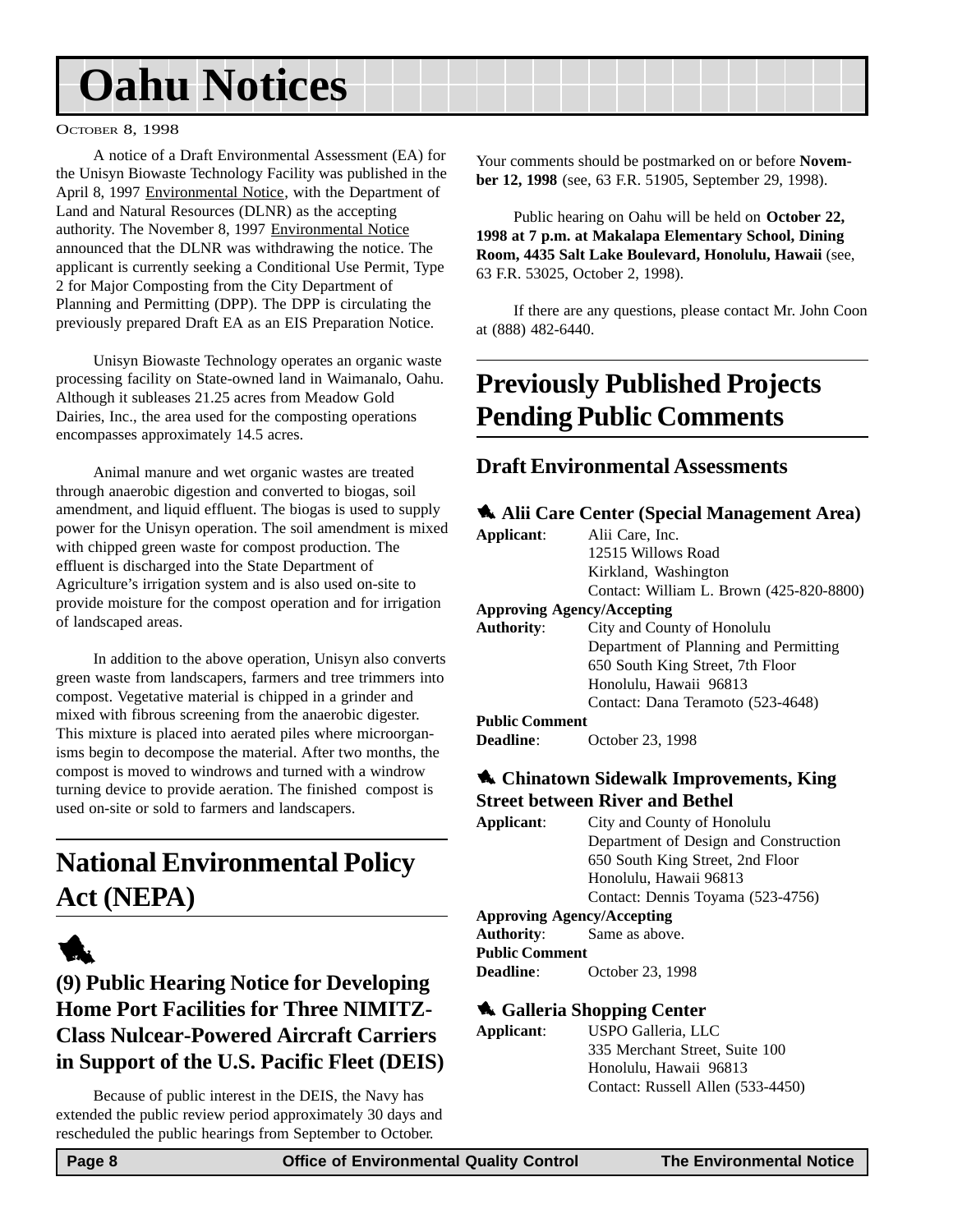# Oahu Notices

October 8, 1998

A notice of a Draft Environmental Assessment (EA) for the Unisyn Biowaste Technology Facility was published in the April 8, 1997 Environmental Notice, with the Department of Land and Natural Resources (DLNR) as the accepting authority. The November 8, 1997 Environmental Notice announced that the DLNR was withdrawing the notice. The applicant is currently seeking a Conditional Use Permit, Type 2 for Major Composting from the City Department of Planning and Permitting (DPP). The DPP is circulating the previously prepared Draft EA as an EIS Preparation Notice.

Unisyn Biowaste Technology operates an organic waste processing facility on State-owned land in Waimanalo, Oahu. Although it subleases 21.25 acres from Meadow Gold Dairies, Inc., the area used for the composting operations encompasses approximately 14.5 acres.

Animal manure and wet organic wastes are treated through anaerobic digestion and converted to biogas, soil amendment, and liquid effluent. The biogas is used to supply power for the Unisyn operation. The soil amendment is mixed with chipped green waste for compost production. The effluent is discharged into the State Department of Agriculture's irrigation system and is also used on-site to provide moisture for the compost operation and for irrigation of landscaped areas.

In addition to the above operation, Unisyn also converts green waste from landscapers, farmers and tree trimmers into compost. Vegetative material is chipped in a grinder and mixed with fibrous screening from the anaerobic digester. This mixture is placed into aerated piles where microorganisms begin to decompose the material. After two months, the compost is moved to windrows and turned with a windrow turning device to provide aeration. The finished compost is used on-site or sold to farmers and landscapers.

## National Environmental Policy Act (NEPA)

### (9) Public Hearing Notice for Developing Home Port Facilities for Three NIMITZ-Class Nulcear-Powered Aircraft Carriers in Support of the U.S. Pacific Fleet (DEIS)

Because of public interest in the DEIS, the Navy has extended the public review period approximately 30 days and rescheduled the public hearings from September to October. Your comments should be postmarked on or before **November 12, 1998** (see, 63 F.R. 51905, September 29, 1998).

Public hearing on Oahu will be held on **October 22, 1998 at 7 p.m. at Makalapa Elementary School, Dining Room, 4435 Salt Lake Boulevard, Honolulu, Hawaii** (see, 63 F.R. 53025, October 2, 1998).

If there are any questions, please contact Mr. John Coon at (888) 482-6440.

## Previously Published Projects Pending Public Comments

### Draft Environmental Assessments

#### Alii Care Center (Special Management Area)

**Applicant**: Alii Care, Inc.
12515 Willows Road
Kirkland, Washington
Contact: William L. Brown (425-820-8800)

**Approving Agency/Accepting Authority**: City and County of Honolulu
Department of Planning and Permitting
650 South King Street, 7th Floor
Honolulu, Hawaii 96813
Contact: Dana Teramoto (523-4648)

**Public Comment Deadline**: October 23, 1998

#### Chinatown Sidewalk Improvements, King Street between River and Bethel

**Applicant**: City and County of Honolulu
Department of Design and Construction
650 South King Street, 2nd Floor
Honolulu, Hawaii 96813
Contact: Dennis Toyama (523-4756)

**Approving Agency/Accepting Authority**: Same as above.

**Public Comment Deadline**: October 23, 1998

#### Galleria Shopping Center

**Applicant**: USPO Galleria, LLC
335 Merchant Street, Suite 100
Honolulu, Hawaii 96813
Contact: Russell Allen (533-4450)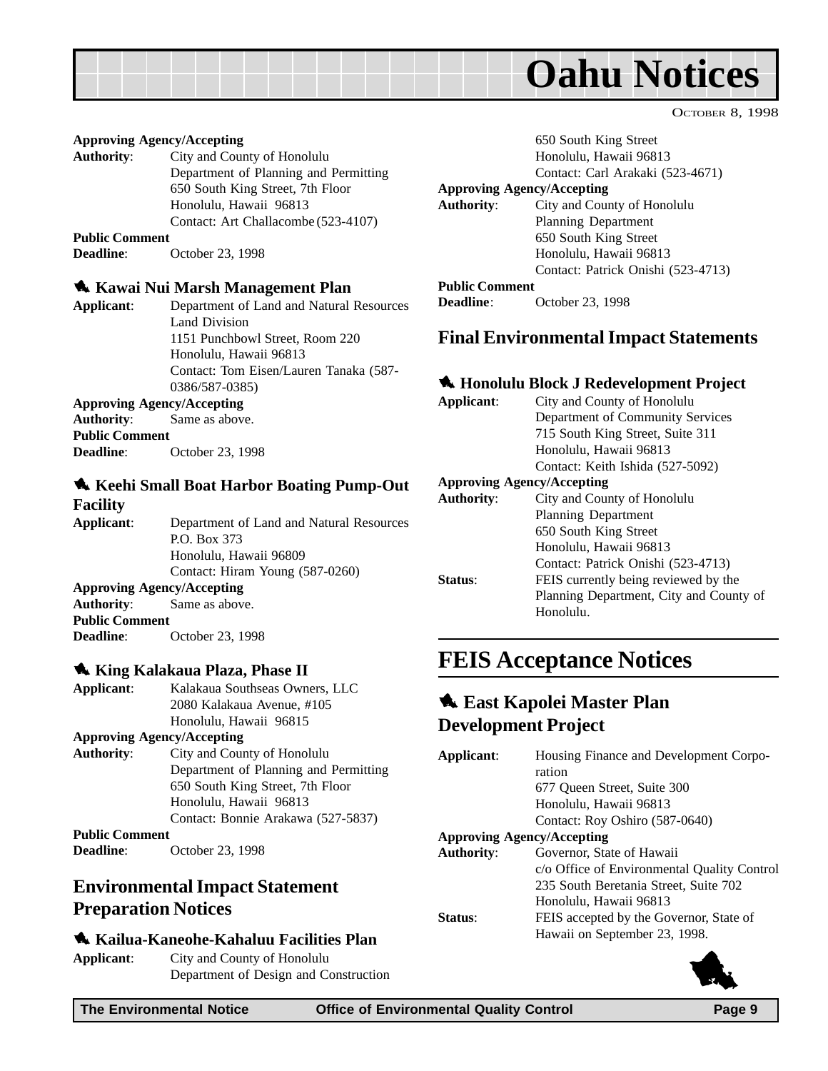**Approving Agency/Accepting**
**Authority**: City and County of Honolulu
Department of Planning and Permitting
650 South King Street, 7th Floor
Honolulu, Hawaii 96813
Contact: Art Challacombe (523-4107)

**Public Comment**
**Deadline**: October 23, 1998

### Kawai Nui Marsh Management Plan

**Applicant**: Department of Land and Natural Resources
Land Division
1151 Punchbowl Street, Room 220
Honolulu, Hawaii 96813
Contact: Tom Eisen/Lauren Tanaka (587-0386/587-0385)

**Approving Agency/Accepting**
**Authority**: Same as above.

**Public Comment**
**Deadline**: October 23, 1998

### Keehi Small Boat Harbor Boating Pump-Out Facility

**Applicant**: Department of Land and Natural Resources
P.O. Box 373
Honolulu, Hawaii 96809
Contact: Hiram Young (587-0260)

**Approving Agency/Accepting**
**Authority**: Same as above.

**Public Comment**
**Deadline**: October 23, 1998

### King Kalakaua Plaza, Phase II

**Applicant**: Kalakaua Southseas Owners, LLC
2080 Kalakaua Avenue, #105
Honolulu, Hawaii 96815

**Approving Agency/Accepting**
**Authority**: City and County of Honolulu
Department of Planning and Permitting
650 South King Street, 7th Floor
Honolulu, Hawaii 96813
Contact: Bonnie Arakawa (527-5837)

**Public Comment**
**Deadline**: October 23, 1998

## Environmental Impact Statement Preparation Notices

### Kailua-Kaneohe-Kahaluu Facilities Plan

**Applicant**: City and County of Honolulu
Department of Design and Construction
650 South King Street
Honolulu, Hawaii 96813
Contact: Carl Arakaki (523-4671)

**Approving Agency/Accepting**
**Authority**: City and County of Honolulu
Planning Department
650 South King Street
Honolulu, Hawaii 96813
Contact: Patrick Onishi (523-4713)

**Public Comment**
**Deadline**: October 23, 1998

## Final Environmental Impact Statements

### Honolulu Block J Redevelopment Project

**Applicant**: City and County of Honolulu
Department of Community Services
715 South King Street, Suite 311
Honolulu, Hawaii 96813
Contact: Keith Ishida (527-5092)

**Approving Agency/Accepting**
**Authority**: City and County of Honolulu
Planning Department
650 South King Street
Honolulu, Hawaii 96813
Contact: Patrick Onishi (523-4713)

**Status**: FEIS currently being reviewed by the Planning Department, City and County of Honolulu.

# FEIS Acceptance Notices

### East Kapolei Master Plan Development Project

**Applicant**: Housing Finance and Development Corporation
677 Queen Street, Suite 300
Honolulu, Hawaii 96813
Contact: Roy Oshiro (587-0640)

**Approving Agency/Accepting**
**Authority**: Governor, State of Hawaii
c/o Office of Environmental Quality Control
235 South Beretania Street, Suite 702
Honolulu, Hawaii 96813

**Status**: FEIS accepted by the Governor, State of Hawaii on September 23, 1998.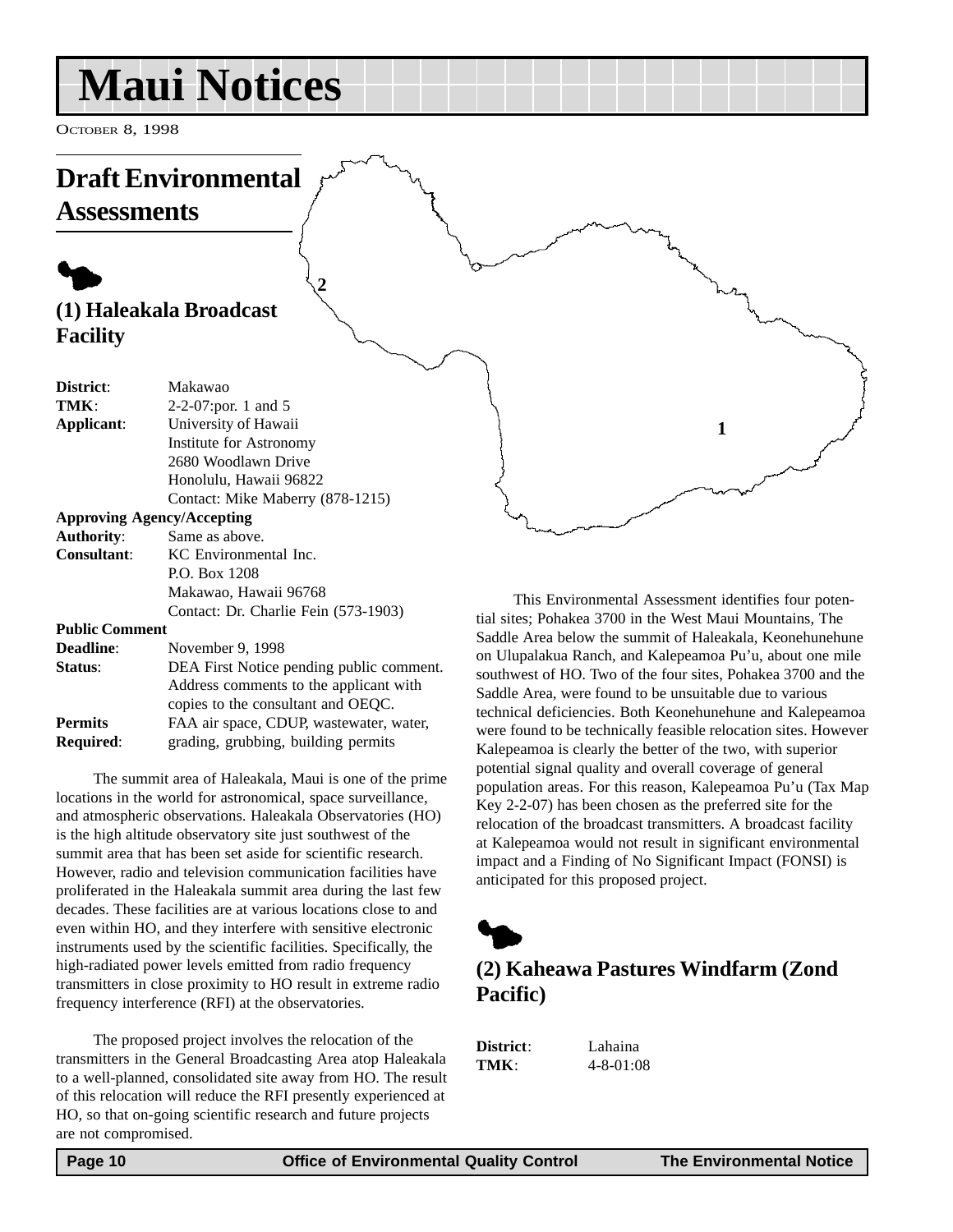# Maui Notices

OCTOBER 8, 1998

## Draft Environmental Assessments

### (1) Haleakala Broadcast Facility

**District**: Makawao
**TMK**: 2-2-07:por. 1 and 5
**Applicant**: University of Hawaii
Institute for Astronomy
2680 Woodlawn Drive
Honolulu, Hawaii 96822
Contact: Mike Maberry (878-1215)
**Approving Agency/Accepting Authority**: Same as above.
**Consultant**: KC Environmental Inc.
P.O. Box 1208
Makawao, Hawaii 96768
Contact: Dr. Charlie Fein (573-1903)
**Public Comment Deadline**: November 9, 1998
**Status**: DEA First Notice pending public comment. Address comments to the applicant with copies to the consultant and OEQC.
**Permits Required**: FAA air space, CDUP, wastewater, water, grading, grubbing, building permits

The summit area of Haleakala, Maui is one of the prime locations in the world for astronomical, space surveillance, and atmospheric observations. Haleakala Observatories (HO) is the high altitude observatory site just southwest of the summit area that has been set aside for scientific research. However, radio and television communication facilities have proliferated in the Haleakala summit area during the last few decades. These facilities are at various locations close to and even within HO, and they interfere with sensitive electronic instruments used by the scientific facilities. Specifically, the high-radiated power levels emitted from radio frequency transmitters in close proximity to HO result in extreme radio frequency interference (RFI) at the observatories.

The proposed project involves the relocation of the transmitters in the General Broadcasting Area atop Haleakala to a well-planned, consolidated site away from HO. The result of this relocation will reduce the RFI presently experienced at HO, so that on-going scientific research and future projects are not compromised.

This Environmental Assessment identifies four potential sites; Pohakea 3700 in the West Maui Mountains, The Saddle Area below the summit of Haleakala, Keonehunehune on Ulupalakua Ranch, and Kalepeamoa Pu'u, about one mile southwest of HO. Two of the four sites, Pohakea 3700 and the Saddle Area, were found to be unsuitable due to various technical deficiencies. Both Keonehunehune and Kalepeamoa were found to be technically feasible relocation sites. However Kalepeamoa is clearly the better of the two, with superior potential signal quality and overall coverage of general population areas. For this reason, Kalepeamoa Pu'u (Tax Map Key 2-2-07) has been chosen as the preferred site for the relocation of the broadcast transmitters. A broadcast facility at Kalepeamoa would not result in significant environmental impact and a Finding of No Significant Impact (FONSI) is anticipated for this proposed project.

### (2) Kaheawa Pastures Windfarm (Zond Pacific)

**District**: Lahaina
**TMK**: 4-8-01:08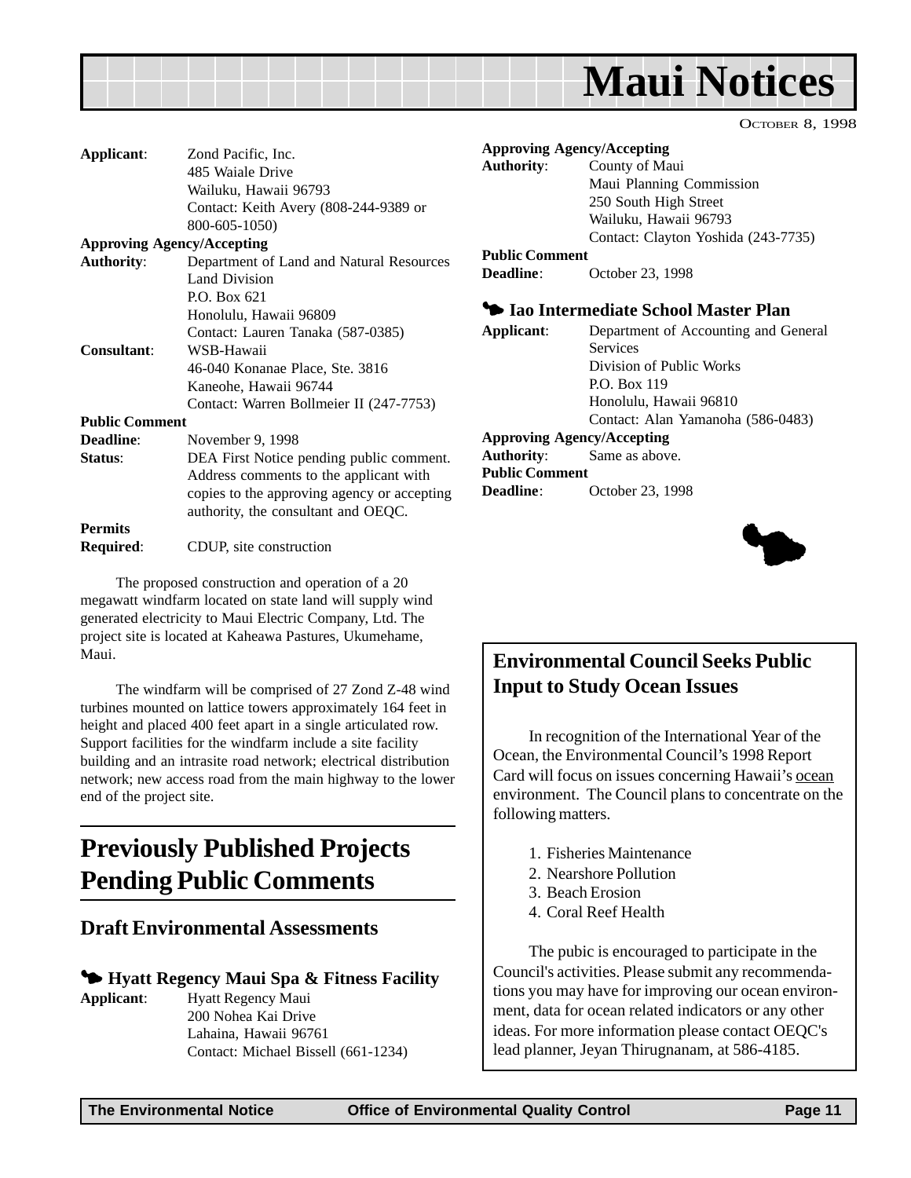# Maui Notices

October 8, 1998

**Applicant**: Zond Pacific, Inc.
485 Waiale Drive
Wailuku, Hawaii 96793
Contact: Keith Avery (808-244-9389 or 800-605-1050)

**Approving Agency/Accepting Authority**: Department of Land and Natural Resources
Land Division
P.O. Box 621
Honolulu, Hawaii 96809
Contact: Lauren Tanaka (587-0385)

**Consultant**: WSB-Hawaii
46-040 Konanae Place, Ste. 3816
Kaneohe, Hawaii 96744
Contact: Warren Bollmeier II (247-7753)

**Public Comment Deadline**: November 9, 1998

**Status**: DEA First Notice pending public comment. Address comments to the applicant with copies to the approving agency or accepting authority, the consultant and OEQC.

**Permits Required**: CDUP, site construction

The proposed construction and operation of a 20 megawatt windfarm located on state land will supply wind generated electricity to Maui Electric Company, Ltd. The project site is located at Kaheawa Pastures, Ukumehame, Maui.

The windfarm will be comprised of 27 Zond Z-48 wind turbines mounted on lattice towers approximately 164 feet in height and placed 400 feet apart in a single articulated row. Support facilities for the windfarm include a site facility building and an intrasite road network; electrical distribution network; new access road from the main highway to the lower end of the project site.

## Previously Published Projects Pending Public Comments

### Draft Environmental Assessments

#### Hyatt Regency Maui Spa & Fitness Facility

**Applicant**: Hyatt Regency Maui
200 Nohea Kai Drive
Lahaina, Hawaii 96761
Contact: Michael Bissell (661-1234)

**Approving Agency/Accepting Authority**: County of Maui
Maui Planning Commission
250 South High Street
Wailuku, Hawaii 96793
Contact: Clayton Yoshida (243-7735)

**Public Comment Deadline**: October 23, 1998

#### Iao Intermediate School Master Plan

**Applicant**: Department of Accounting and General Services
Division of Public Works
P.O. Box 119
Honolulu, Hawaii 96810
Contact: Alan Yamanoha (586-0483)

**Approving Agency/Accepting Authority**: Same as above.

**Public Comment Deadline**: October 23, 1998

### Environmental Council Seeks Public Input to Study Ocean Issues

In recognition of the International Year of the Ocean, the Environmental Council's 1998 Report Card will focus on issues concerning Hawaii's ocean environment. The Council plans to concentrate on the following matters.

1. Fisheries Maintenance
2. Nearshore Pollution
3. Beach Erosion
4. Coral Reef Health

The pubic is encouraged to participate in the Council's activities. Please submit any recommendations you may have for improving our ocean environment, data for ocean related indicators or any other ideas. For more information please contact OEQC's lead planner, Jeyan Thirugnanam, at 586-4185.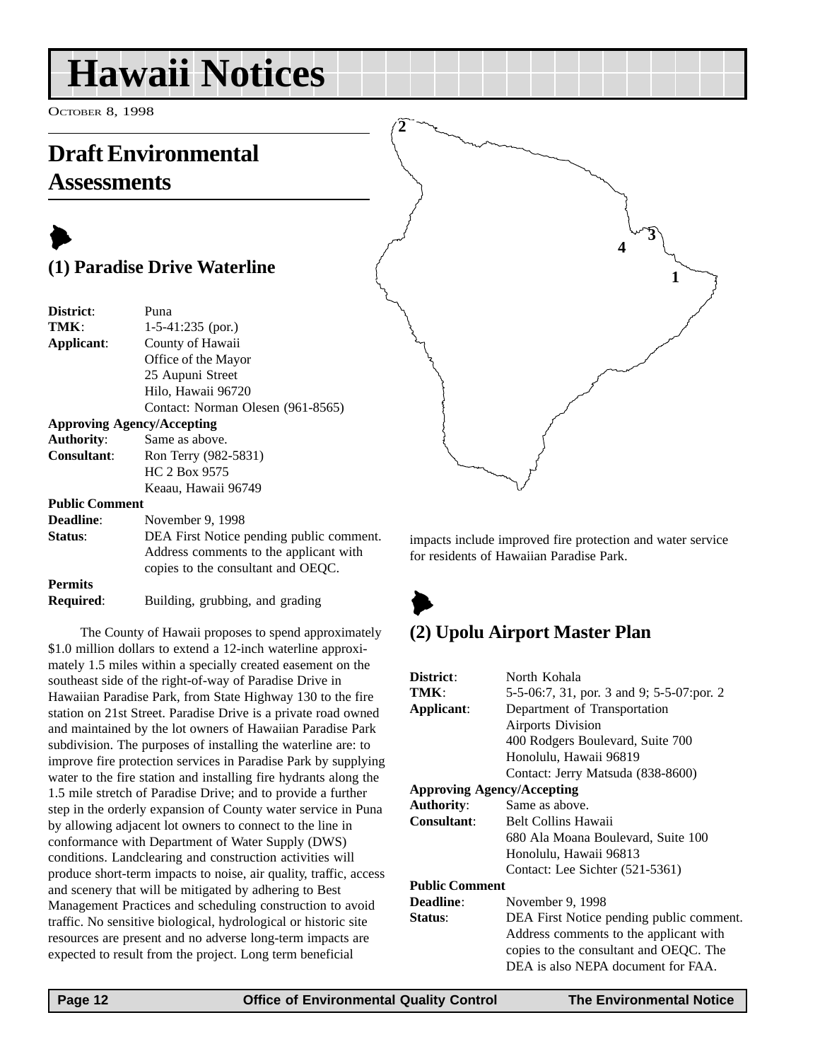# Hawaii Notices

October 8, 1998

## Draft Environmental Assessments

### (1) Paradise Drive Waterline

**District**: Puna
**TMK**: 1-5-41:235 (por.)
**Applicant**: County of Hawaii
Office of the Mayor
25 Aupuni Street
Hilo, Hawaii 96720
Contact: Norman Olesen (961-8565)

**Approving Agency/Accepting Authority**: Same as above.
**Consultant**: Ron Terry (982-5831)
HC 2 Box 9575
Keaau, Hawaii 96749

**Public Comment Deadline**: November 9, 1998
**Status**: DEA First Notice pending public comment. Address comments to the applicant with copies to the consultant and OEQC.

**Permits Required**: Building, grubbing, and grading

The County of Hawaii proposes to spend approximately $1.0 million dollars to extend a 12-inch waterline approximately 1.5 miles within a specially created easement on the southeast side of the right-of-way of Paradise Drive in Hawaiian Paradise Park, from State Highway 130 to the fire station on 21st Street. Paradise Drive is a private road owned and maintained by the lot owners of Hawaiian Paradise Park subdivision. The purposes of installing the waterline are: to improve fire protection services in Paradise Park by supplying water to the fire station and installing fire hydrants along the 1.5 mile stretch of Paradise Drive; and to provide a further step in the orderly expansion of County water service in Puna by allowing adjacent lot owners to connect to the line in conformance with Department of Water Supply (DWS) conditions. Landclearing and construction activities will produce short-term impacts to noise, air quality, traffic, access and scenery that will be mitigated by adhering to Best Management Practices and scheduling construction to avoid traffic. No sensitive biological, hydrological or historic site resources are present and no adverse long-term impacts are expected to result from the project. Long term beneficial impacts include improved fire protection and water service for residents of Hawaiian Paradise Park.

### (2) Upolu Airport Master Plan

**District**: North Kohala
**TMK**: 5-5-06:7, 31, por. 3 and 9; 5-5-07:por. 2
**Applicant**: Department of Transportation
Airports Division
400 Rodgers Boulevard, Suite 700
Honolulu, Hawaii 96819
Contact: Jerry Matsuda (838-8600)

**Approving Agency/Accepting Authority**: Same as above.
**Consultant**: Belt Collins Hawaii
680 Ala Moana Boulevard, Suite 100
Honolulu, Hawaii 96813
Contact: Lee Sichter (521-5361)

**Public Comment Deadline**: November 9, 1998
**Status**: DEA First Notice pending public comment. Address comments to the applicant with copies to the consultant and OEQC. The DEA is also NEPA document for FAA.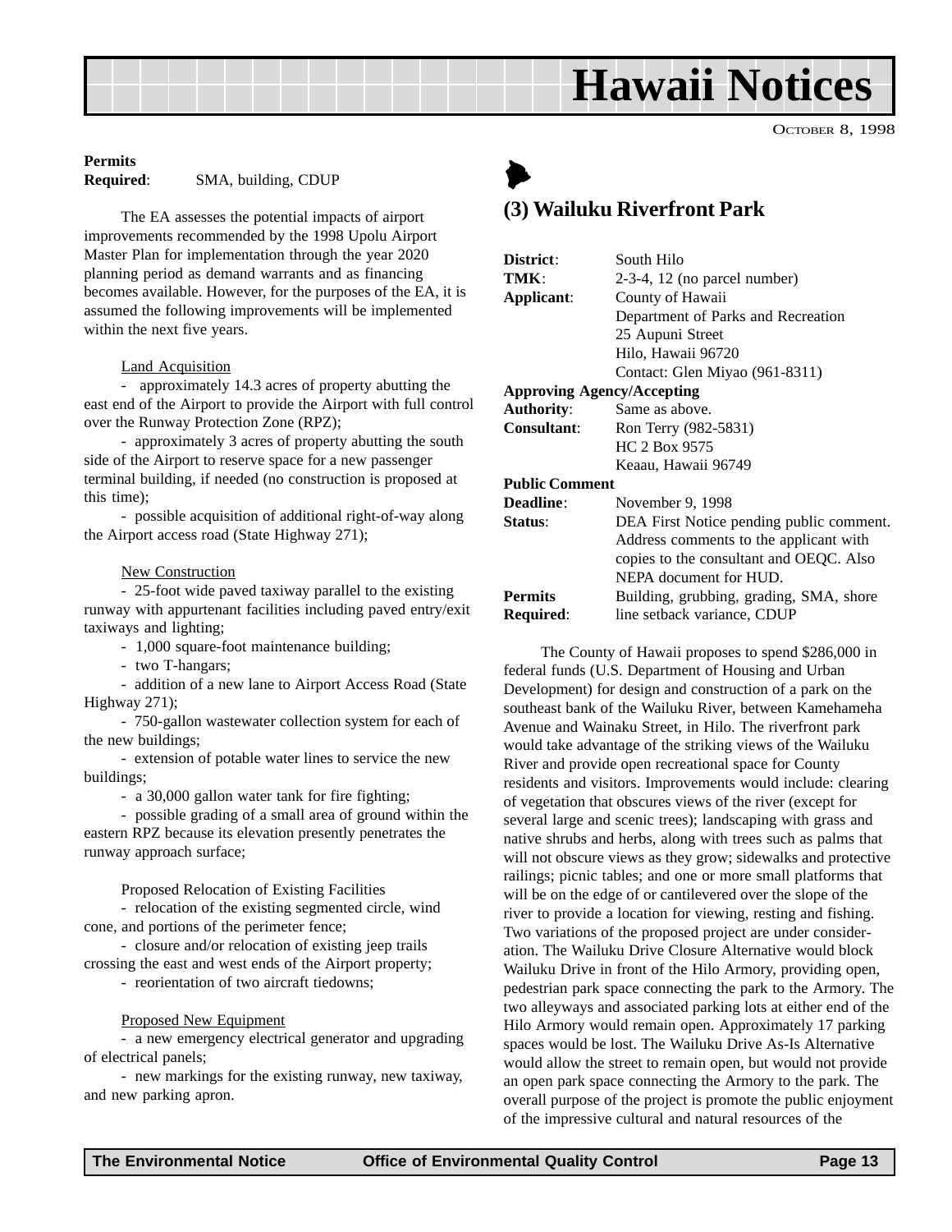**Permits Required**: SMA, building, CDUP

The EA assesses the potential impacts of airport improvements recommended by the 1998 Upolu Airport Master Plan for implementation through the year 2020 planning period as demand warrants and as financing becomes available. However, for the purposes of the EA, it is assumed the following improvements will be implemented within the next five years.

Land Acquisition

- approximately 14.3 acres of property abutting the east end of the Airport to provide the Airport with full control over the Runway Protection Zone (RPZ);
- approximately 3 acres of property abutting the south side of the Airport to reserve space for a new passenger terminal building, if needed (no construction is proposed at this time);
- possible acquisition of additional right-of-way along the Airport access road (State Highway 271);

New Construction

- 25-foot wide paved taxiway parallel to the existing runway with appurtenant facilities including paved entry/exit taxiways and lighting;
- 1,000 square-foot maintenance building;
- two T-hangars;
- addition of a new lane to Airport Access Road (State Highway 271);
- 750-gallon wastewater collection system for each of the new buildings;
- extension of potable water lines to service the new buildings;
- a 30,000 gallon water tank for fire fighting;
- possible grading of a small area of ground within the eastern RPZ because its elevation presently penetrates the runway approach surface;

Proposed Relocation of Existing Facilities

- relocation of the existing segmented circle, wind cone, and portions of the perimeter fence;
- closure and/or relocation of existing jeep trails crossing the east and west ends of the Airport property;
- reorientation of two aircraft tiedowns;

Proposed New Equipment

- a new emergency electrical generator and upgrading of electrical panels;
- new markings for the existing runway, new taxiway, and new parking apron.

## (3) Wailuku Riverfront Park

**District**: South Hilo
**TMK**: 2-3-4, 12 (no parcel number)
**Applicant**: County of Hawaii
Department of Parks and Recreation
25 Aupuni Street
Hilo, Hawaii 96720
Contact: Glen Miyao (961-8311)
**Approving Agency/Accepting Authority**: Same as above.
**Consultant**: Ron Terry (982-5831)
HC 2 Box 9575
Keaau, Hawaii 96749
**Public Comment Deadline**: November 9, 1998
**Status**: DEA First Notice pending public comment. Address comments to the applicant with copies to the consultant and OEQC. Also NEPA document for HUD.
**Permits Required**: Building, grubbing, grading, SMA, shore line setback variance, CDUP

The County of Hawaii proposes to spend $286,000 in federal funds (U.S. Department of Housing and Urban Development) for design and construction of a park on the southeast bank of the Wailuku River, between Kamehameha Avenue and Wainaku Street, in Hilo. The riverfront park would take advantage of the striking views of the Wailuku River and provide open recreational space for County residents and visitors. Improvements would include: clearing of vegetation that obscures views of the river (except for several large and scenic trees); landscaping with grass and native shrubs and herbs, along with trees such as palms that will not obscure views as they grow; sidewalks and protective railings; picnic tables; and one or more small platforms that will be on the edge of or cantilevered over the slope of the river to provide a location for viewing, resting and fishing. Two variations of the proposed project are under consideration. The Wailuku Drive Closure Alternative would block Wailuku Drive in front of the Hilo Armory, providing open, pedestrian park space connecting the park to the Armory. The two alleyways and associated parking lots at either end of the Hilo Armory would remain open. Approximately 17 parking spaces would be lost. The Wailuku Drive As-Is Alternative would allow the street to remain open, but would not provide an open park space connecting the Armory to the park. The overall purpose of the project is promote the public enjoyment of the impressive cultural and natural resources of the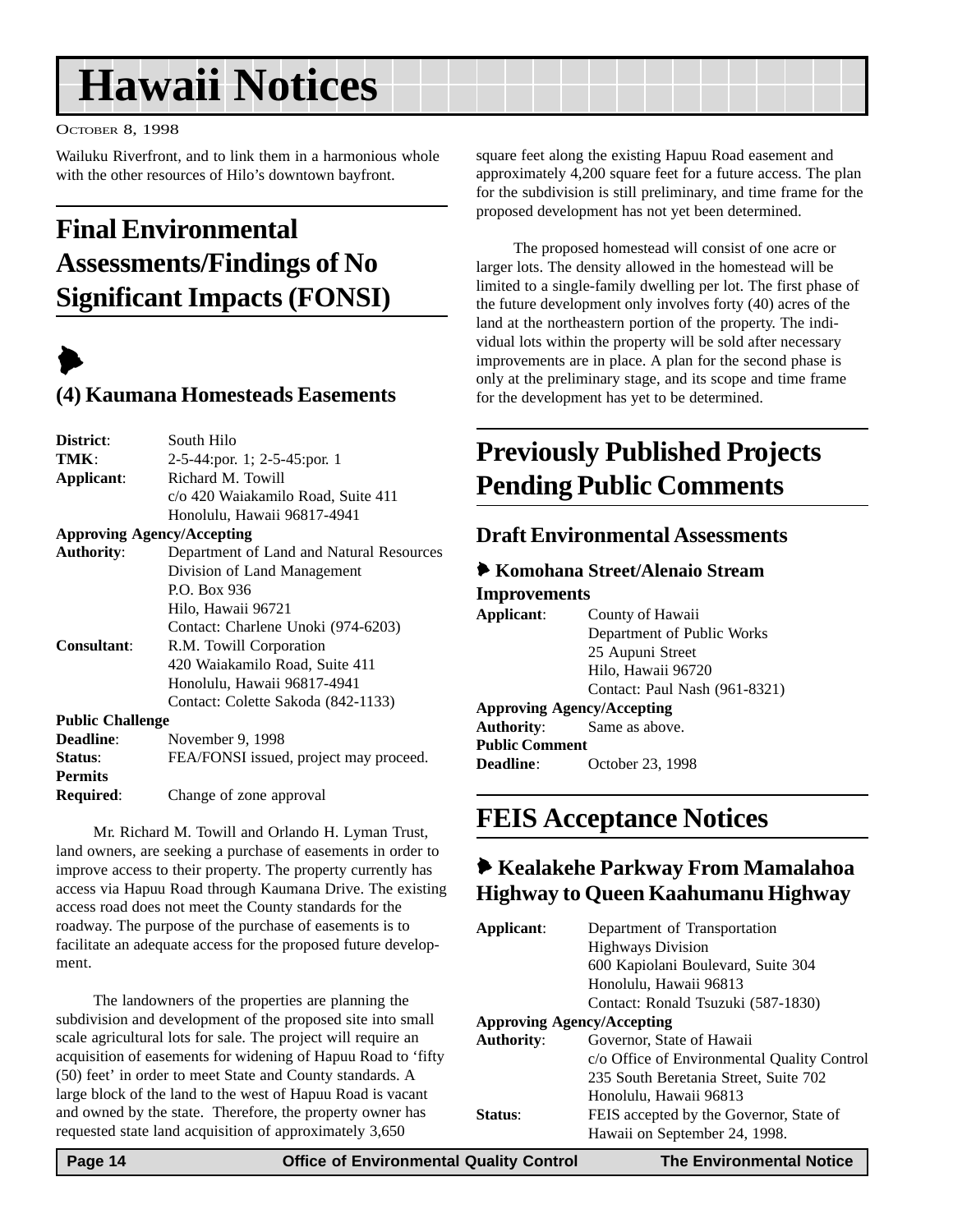Wailuku Riverfront, and to link them in a harmonious whole with the other resources of Hilo's downtown bayfront.

## Final Environmental Assessments/Findings of No Significant Impacts (FONSI)

### (4) Kaumana Homesteads Easements

**District**: South Hilo
**TMK**: 2-5-44:por. 1; 2-5-45:por. 1
**Applicant**: Richard M. Towill
c/o 420 Waiakamilo Road, Suite 411
Honolulu, Hawaii 96817-4941
**Approving Agency/Accepting Authority**: Department of Land and Natural Resources
Division of Land Management
P.O. Box 936
Hilo, Hawaii 96721
Contact: Charlene Unoki (974-6203)
**Consultant**: R.M. Towill Corporation
420 Waiakamilo Road, Suite 411
Honolulu, Hawaii 96817-4941
Contact: Colette Sakoda (842-1133)
**Public Challenge Deadline**: November 9, 1998
**Status**: FEA/FONSI issued, project may proceed.
**Permits Required**: Change of zone approval

Mr. Richard M. Towill and Orlando H. Lyman Trust, land owners, are seeking a purchase of easements in order to improve access to their property. The property currently has access via Hapuu Road through Kaumana Drive. The existing access road does not meet the County standards for the roadway. The purpose of the purchase of easements is to facilitate an adequate access for the proposed future development.

The landowners of the properties are planning the subdivision and development of the proposed site into small scale agricultural lots for sale. The project will require an acquisition of easements for widening of Hapuu Road to 'fifty (50) feet' in order to meet State and County standards. A large block of the land to the west of Hapuu Road is vacant and owned by the state. Therefore, the property owner has requested state land acquisition of approximately 3,650 square feet along the existing Hapuu Road easement and approximately 4,200 square feet for a future access. The plan for the subdivision is still preliminary, and time frame for the proposed development has not yet been determined.

The proposed homestead will consist of one acre or larger lots. The density allowed in the homestead will be limited to a single-family dwelling per lot. The first phase of the future development only involves forty (40) acres of the land at the northeastern portion of the property. The individual lots within the property will be sold after necessary improvements are in place. A plan for the second phase is only at the preliminary stage, and its scope and time frame for the development has yet to be determined.

## Previously Published Projects Pending Public Comments

### Draft Environmental Assessments

#### Komohana Street/Alenaio Stream Improvements

**Applicant**: County of Hawaii
Department of Public Works
25 Aupuni Street
Hilo, Hawaii 96720
Contact: Paul Nash (961-8321)
**Approving Agency/Accepting Authority**: Same as above.
**Public Comment Deadline**: October 23, 1998

## FEIS Acceptance Notices

### Kealakehe Parkway From Mamalahoa Highway to Queen Kaahumanu Highway

**Applicant**: Department of Transportation
Highways Division
600 Kapiolani Boulevard, Suite 304
Honolulu, Hawaii 96813
Contact: Ronald Tsuzuki (587-1830)
**Approving Agency/Accepting Authority**: Governor, State of Hawaii
c/o Office of Environmental Quality Control
235 South Beretania Street, Suite 702
Honolulu, Hawaii 96813
**Status**: FEIS accepted by the Governor, State of Hawaii on September 24, 1998.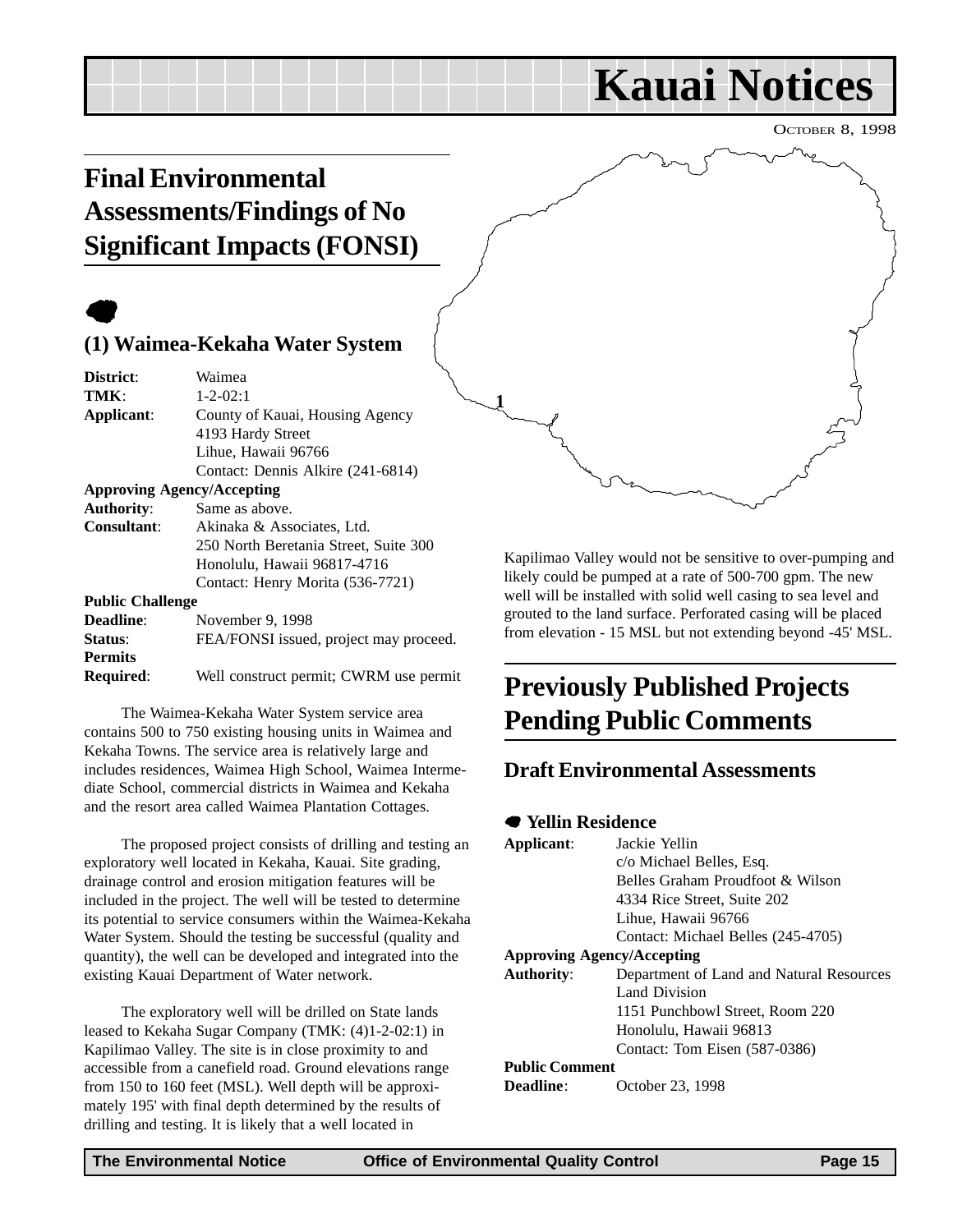# Kauai Notices

OCTOBER 8, 1998

## Final Environmental Assessments/Findings of No Significant Impacts (FONSI)

### (1) Waimea-Kekaha Water System

**District**: Waimea
**TMK**: 1-2-02:1
**Applicant**: County of Kauai, Housing Agency
4193 Hardy Street
Lihue, Hawaii 96766
Contact: Dennis Alkire (241-6814)

**Approving Agency/Accepting**
**Authority**: Same as above.
**Consultant**: Akinaka & Associates, Ltd.
250 North Beretania Street, Suite 300
Honolulu, Hawaii 96817-4716
Contact: Henry Morita (536-7721)

**Public Challenge**
**Deadline**: November 9, 1998
**Status**: FEA/FONSI issued, project may proceed.
**Permits**
**Required**: Well construct permit; CWRM use permit

The Waimea-Kekaha Water System service area contains 500 to 750 existing housing units in Waimea and Kekaha Towns. The service area is relatively large and includes residences, Waimea High School, Waimea Intermediate School, commercial districts in Waimea and Kekaha and the resort area called Waimea Plantation Cottages.

The proposed project consists of drilling and testing an exploratory well located in Kekaha, Kauai. Site grading, drainage control and erosion mitigation features will be included in the project. The well will be tested to determine its potential to service consumers within the Waimea-Kekaha Water System. Should the testing be successful (quality and quantity), the well can be developed and integrated into the existing Kauai Department of Water network.

The exploratory well will be drilled on State lands leased to Kekaha Sugar Company (TMK: (4)1-2-02:1) in Kapilimao Valley. The site is in close proximity to and accessible from a canefield road. Ground elevations range from 150 to 160 feet (MSL). Well depth will be approximately 195' with final depth determined by the results of drilling and testing. It is likely that a well located in Kapilimao Valley would not be sensitive to over-pumping and likely could be pumped at a rate of 500-700 gpm. The new well will be installed with solid well casing to sea level and grouted to the land surface. Perforated casing will be placed from elevation - 15 MSL but not extending beyond -45' MSL.

## Previously Published Projects Pending Public Comments

### Draft Environmental Assessments

#### Yellin Residence

**Applicant**: Jackie Yellin
c/o Michael Belles, Esq.
Belles Graham Proudfoot & Wilson
4334 Rice Street, Suite 202
Lihue, Hawaii 96766
Contact: Michael Belles (245-4705)

**Approving Agency/Accepting**
**Authority**: Department of Land and Natural Resources
Land Division
1151 Punchbowl Street, Room 220
Honolulu, Hawaii 96813
Contact: Tom Eisen (587-0386)

**Public Comment**
**Deadline**: October 23, 1998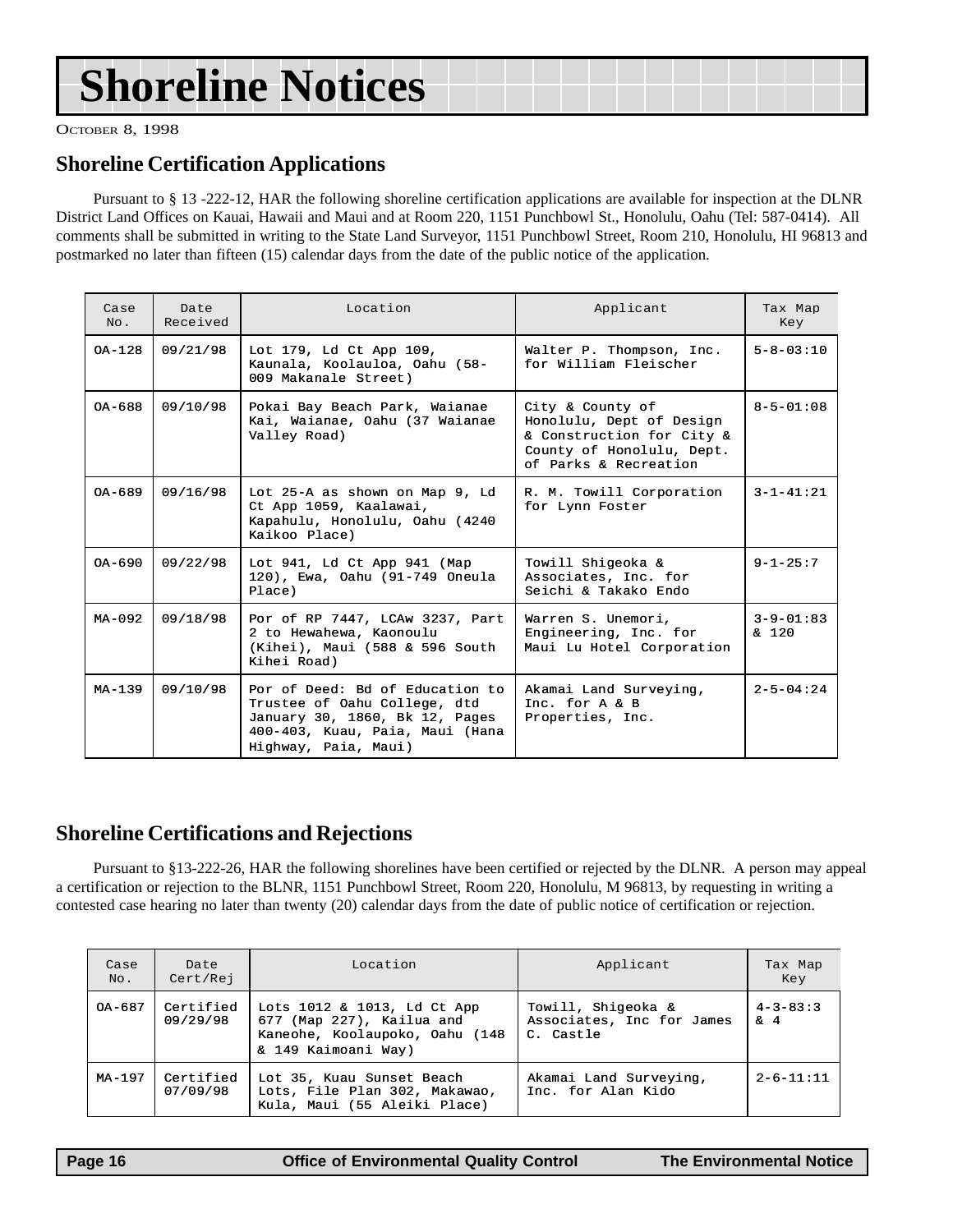# Shoreline Notices

OCTOBER 8, 1998

## Shoreline Certification Applications

Pursuant to § 13 -222-12, HAR the following shoreline certification applications are available for inspection at the DLNR District Land Offices on Kauai, Hawaii and Maui and at Room 220, 1151 Punchbowl St., Honolulu, Oahu (Tel: 587-0414). All comments shall be submitted in writing to the State Land Surveyor, 1151 Punchbowl Street, Room 210, Honolulu, HI 96813 and postmarked no later than fifteen (15) calendar days from the date of the public notice of the application.

| Case No. | Date Received | Location | Applicant | Tax Map Key |
|---|---|---|---|---|
| OA-128 | 09/21/98 | Lot 179, Ld Ct App 109, Kaunala, Koolauloa, Oahu (58-009 Makanale Street) | Walter P. Thompson, Inc. for William Fleischer | 5-8-03:10 |
| OA-688 | 09/10/98 | Pokai Bay Beach Park, Waianae Kai, Waianae, Oahu (37 Waianae Valley Road) | City & County of Honolulu, Dept of Design & Construction for City & County of Honolulu, Dept. of Parks & Recreation | 8-5-01:08 |
| OA-689 | 09/16/98 | Lot 25-A as shown on Map 9, Ld Ct App 1059, Kaalawai, Kapahulu, Honolulu, Oahu (4240 Kaikoo Place) | R. M. Towill Corporation for Lynn Foster | 3-1-41:21 |
| OA-690 | 09/22/98 | Lot 941, Ld Ct App 941 (Map 120), Ewa, Oahu (91-749 Oneula Place) | Towill Shigeoka & Associates, Inc. for Seichi & Takako Endo | 9-1-25:7 |
| MA-092 | 09/18/98 | Por of RP 7447, LCAw 3237, Part 2 to Hewahewa, Kaonoulu (Kihei), Maui (588 & 596 South Kihei Road) | Warren S. Unemori, Engineering, Inc. for Maui Lu Hotel Corporation | 3-9-01:83 & 120 |
| MA-139 | 09/10/98 | Por of Deed: Bd of Education to Trustee of Oahu College, dtd January 30, 1860, Bk 12, Pages 400-403, Kuau, Paia, Maui (Hana Highway, Paia, Maui) | Akamai Land Surveying, Inc. for A & B Properties, Inc. | 2-5-04:24 |

## Shoreline Certifications and Rejections

Pursuant to §13-222-26, HAR the following shorelines have been certified or rejected by the DLNR. A person may appeal a certification or rejection to the BLNR, 1151 Punchbowl Street, Room 220, Honolulu, M 96813, by requesting in writing a contested case hearing no later than twenty (20) calendar days from the date of public notice of certification or rejection.

| Case No. | Date Cert/Rej | Location | Applicant | Tax Map Key |
|---|---|---|---|---|
| OA-687 | Certified 09/29/98 | Lots 1012 & 1013, Ld Ct App 677 (Map 227), Kailua and Kaneohe, Koolaupoko, Oahu (148 & 149 Kaimoani Way) | Towill, Shigeoka & Associates, Inc for James C. Castle | 4-3-83:3 & 4 |
| MA-197 | Certified 07/09/98 | Lot 35, Kuau Sunset Beach Lots, File Plan 302, Makawao, Kula, Maui (55 Aleiki Place) | Akamai Land Surveying, Inc. for Alan Kido | 2-6-11:11 |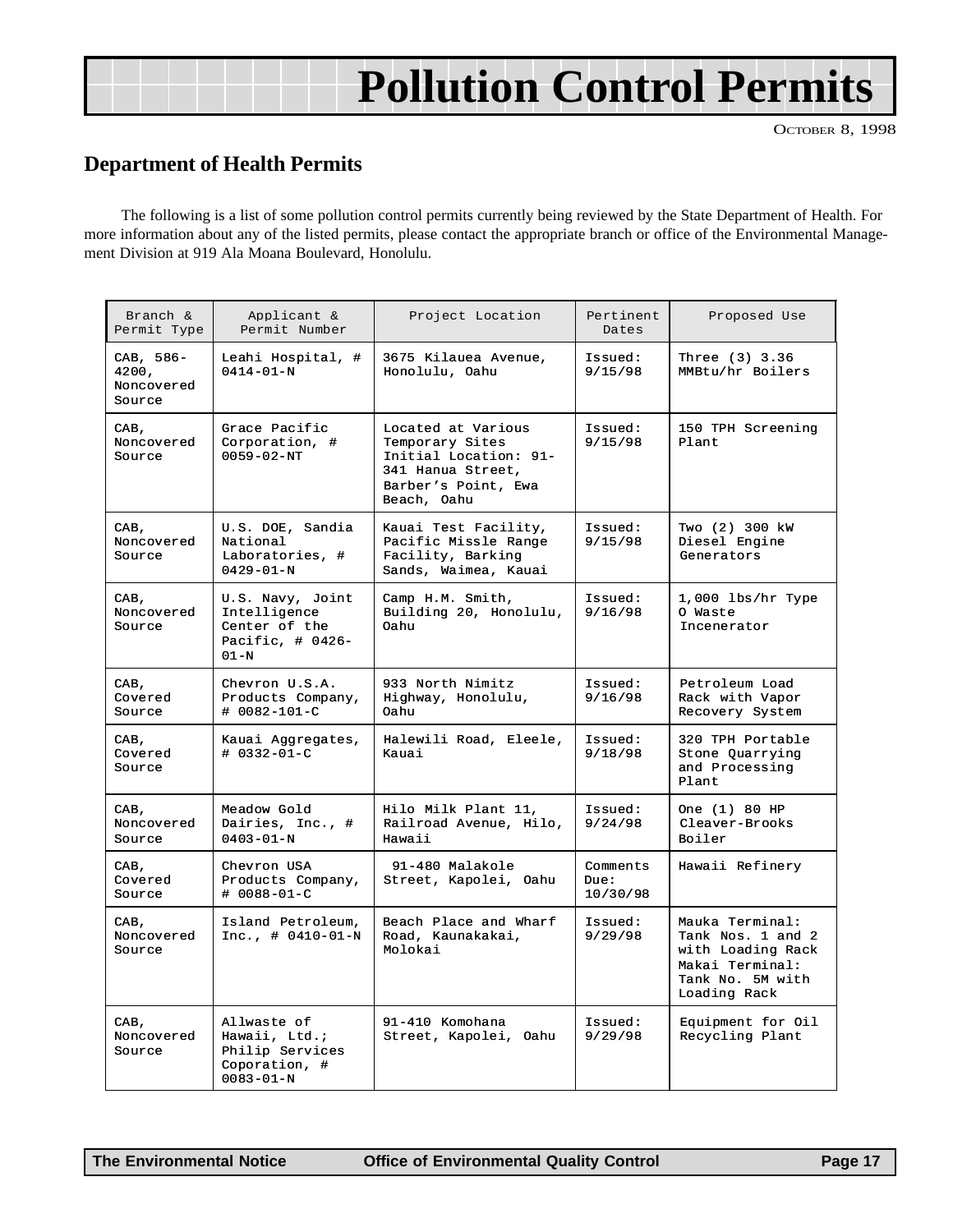// Pollution Control Permits

OCTOBER 8, 1998

## Department of Health Permits

The following is a list of some pollution control permits currently being reviewed by the State Department of Health. For more information about any of the listed permits, please contact the appropriate branch or office of the Environmental Management Division at 919 Ala Moana Boulevard, Honolulu.

| Branch & Permit Type | Applicant & Permit Number | Project Location | Pertinent Dates | Proposed Use |
|---|---|---|---|---|
| CAB, 586-4200, Noncovered Source | Leahi Hospital, # 0414-01-N | 3675 Kilauea Avenue, Honolulu, Oahu | Issued: 9/15/98 | Three (3) 3.36 MMBtu/hr Boilers |
| CAB, Noncovered Source | Grace Pacific Corporation, # 0059-02-NT | Located at Various Temporary Sites Initial Location: 91-341 Hanua Street, Barber's Point, Ewa Beach, Oahu | Issued: 9/15/98 | 150 TPH Screening Plant |
| CAB, Noncovered Source | U.S. DOE, Sandia National Laboratories, # 0429-01-N | Kauai Test Facility, Pacific Missle Range Facility, Barking Sands, Waimea, Kauai | Issued: 9/15/98 | Two (2) 300 kW Diesel Engine Generators |
| CAB, Noncovered Source | U.S. Navy, Joint Intelligence Center of the Pacific, # 0426-01-N | Camp H.M. Smith, Building 20, Honolulu, Oahu | Issued: 9/16/98 | 1,000 lbs/hr Type O Waste Incenerator |
| CAB, Covered Source | Chevron U.S.A. Products Company, # 0082-101-C | 933 North Nimitz Highway, Honolulu, Oahu | Issued: 9/16/98 | Petroleum Load Rack with Vapor Recovery System |
| CAB, Covered Source | Kauai Aggregates, # 0332-01-C | Halewili Road, Eleele, Kauai | Issued: 9/18/98 | 320 TPH Portable Stone Quarrying and Processing Plant |
| CAB, Noncovered Source | Meadow Gold Dairies, Inc., # 0403-01-N | Hilo Milk Plant 11, Railroad Avenue, Hilo, Hawaii | Issued: 9/24/98 | One (1) 80 HP Cleaver-Brooks Boiler |
| CAB, Covered Source | Chevron USA Products Company, # 0088-01-C | 91-480 Malakole Street, Kapolei, Oahu | Comments Due: 10/30/98 | Hawaii Refinery |
| CAB, Noncovered Source | Island Petroleum, Inc., # 0410-01-N | Beach Place and Wharf Road, Kaunakakai, Molokai | Issued: 9/29/98 | Mauka Terminal: Tank Nos. 1 and 2 with Loading Rack Makai Terminal: Tank No. 5M with Loading Rack |
| CAB, Noncovered Source | Allwaste of Hawaii, Ltd.; Philip Services Coporation, # 0083-01-N | 91-410 Komohana Street, Kapolei, Oahu | Issued: 9/29/98 | Equipment for Oil Recycling Plant |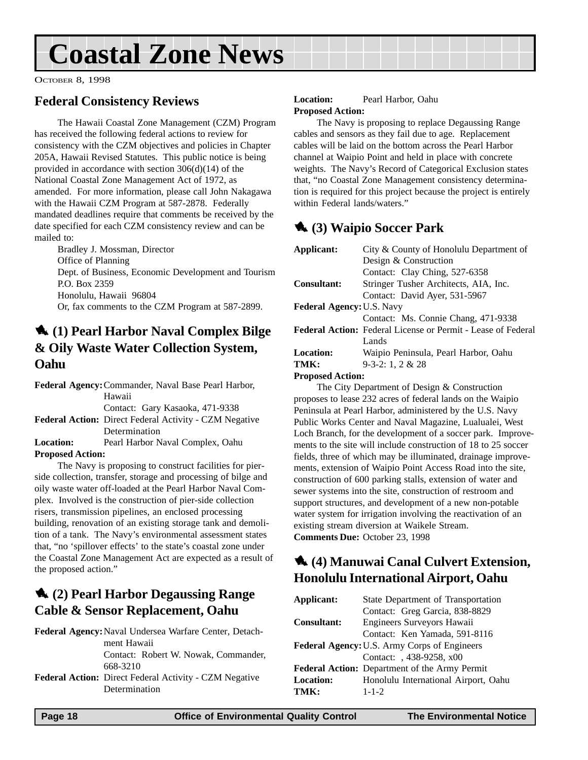# Coastal Zone News

OCTOBER 8, 1998

## Federal Consistency Reviews

The Hawaii Coastal Zone Management (CZM) Program has received the following federal actions to review for consistency with the CZM objectives and policies in Chapter 205A, Hawaii Revised Statutes. This public notice is being provided in accordance with section 306(d)(14) of the National Coastal Zone Management Act of 1972, as amended. For more information, please call John Nakagawa with the Hawaii CZM Program at 587-2878. Federally mandated deadlines require that comments be received by the date specified for each CZM consistency review and can be mailed to:

Bradley J. Mossman, Director
Office of Planning
Dept. of Business, Economic Development and Tourism
P.O. Box 2359
Honolulu, Hawaii 96804
Or, fax comments to the CZM Program at 587-2899.

## (1) Pearl Harbor Naval Complex Bilge & Oily Waste Water Collection System, Oahu

**Federal Agency:** Commander, Naval Base Pearl Harbor, Hawaii
Contact: Gary Kasaoka, 471-9338
**Federal Action:** Direct Federal Activity - CZM Negative Determination
**Location:** Pearl Harbor Naval Complex, Oahu
**Proposed Action:**

The Navy is proposing to construct facilities for pier-side collection, transfer, storage and processing of bilge and oily waste water off-loaded at the Pearl Harbor Naval Complex. Involved is the construction of pier-side collection risers, transmission pipelines, an enclosed processing building, renovation of an existing storage tank and demolition of a tank. The Navy's environmental assessment states that, "no 'spillover effects' to the state's coastal zone under the Coastal Zone Management Act are expected as a result of the proposed action."

## (2) Pearl Harbor Degaussing Range Cable & Sensor Replacement, Oahu

**Federal Agency:** Naval Undersea Warfare Center, Detachment Hawaii
Contact: Robert W. Nowak, Commander, 668-3210
**Federal Action:** Direct Federal Activity - CZM Negative Determination
**Location:** Pearl Harbor, Oahu
**Proposed Action:**

The Navy is proposing to replace Degaussing Range cables and sensors as they fail due to age. Replacement cables will be laid on the bottom across the Pearl Harbor channel at Waipio Point and held in place with concrete weights. The Navy's Record of Categorical Exclusion states that, "no Coastal Zone Management consistency determination is required for this project because the project is entirely within Federal lands/waters."

## (3) Waipio Soccer Park

**Applicant:** City & County of Honolulu Department of Design & Construction
Contact: Clay Ching, 527-6358
**Consultant:** Stringer Tusher Architects, AIA, Inc.
Contact: David Ayer, 531-5967
**Federal Agency:** U.S. Navy
Contact: Ms. Connie Chang, 471-9338
**Federal Action:** Federal License or Permit - Lease of Federal Lands
**Location:** Waipio Peninsula, Pearl Harbor, Oahu
**TMK:** 9-3-2: 1, 2 & 28
**Proposed Action:**

The City Department of Design & Construction proposes to lease 232 acres of federal lands on the Waipio Peninsula at Pearl Harbor, administered by the U.S. Navy Public Works Center and Naval Magazine, Lualualei, West Loch Branch, for the development of a soccer park. Improvements to the site will include construction of 18 to 25 soccer fields, three of which may be illuminated, drainage improvements, extension of Waipio Point Access Road into the site, construction of 600 parking stalls, extension of water and sewer systems into the site, construction of restroom and support structures, and development of a new non-potable water system for irrigation involving the reactivation of an existing stream diversion at Waikele Stream.
**Comments Due:** October 23, 1998

## (4) Manuwai Canal Culvert Extension, Honolulu International Airport, Oahu

**Applicant:** State Department of Transportation
Contact: Greg Garcia, 838-8829
**Consultant:** Engineers Surveyors Hawaii
Contact: Ken Yamada, 591-8116
**Federal Agency:** U.S. Army Corps of Engineers
Contact: , 438-9258, x00
**Federal Action:** Department of the Army Permit
**Location:** Honolulu International Airport, Oahu
**TMK:** 1-1-2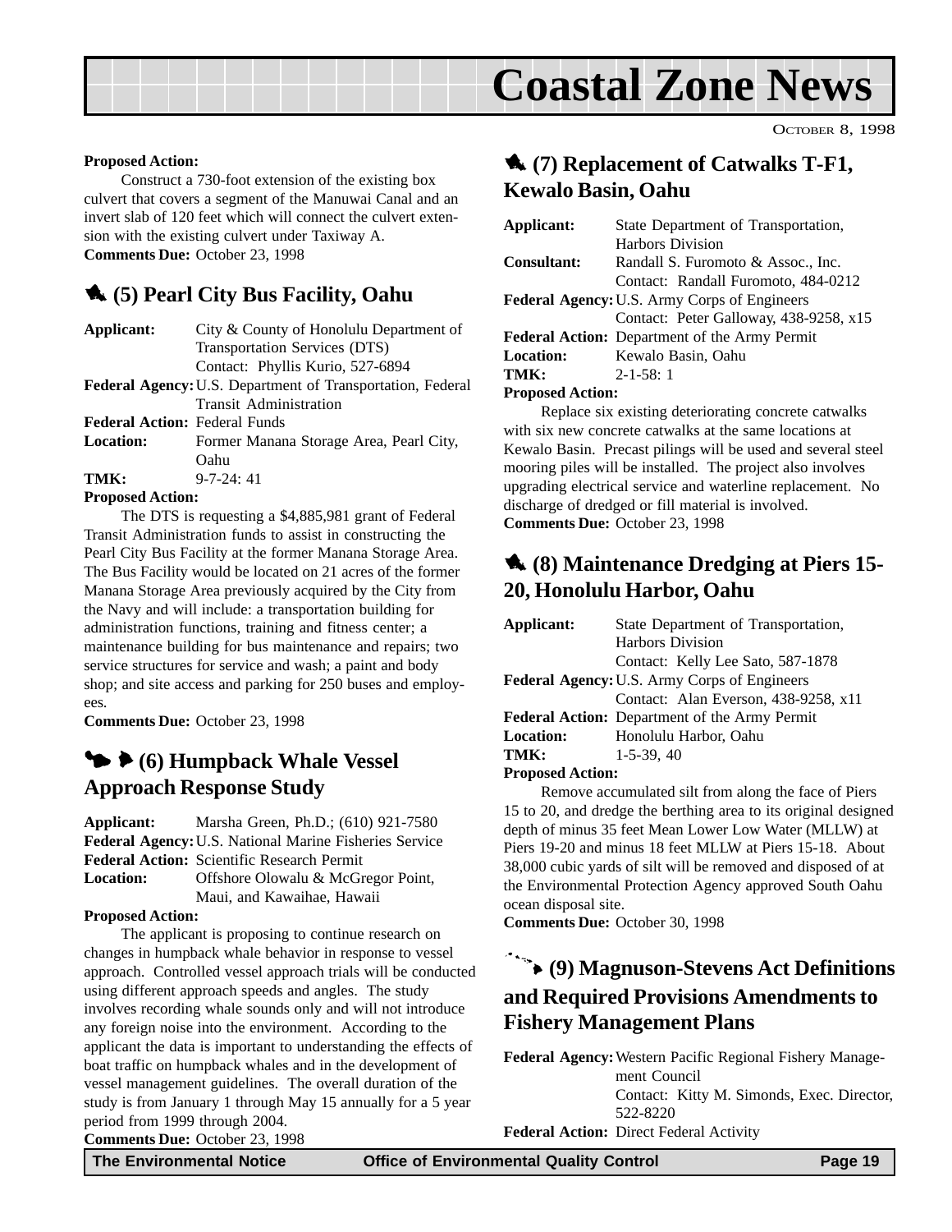**Proposed Action:**

Construct a 730-foot extension of the existing box culvert that covers a segment of the Manuwai Canal and an invert slab of 120 feet which will connect the culvert extension with the existing culvert under Taxiway A.

**Comments Due:** October 23, 1998

## (5) Pearl City Bus Facility, Oahu

**Applicant:** City & County of Honolulu Department of Transportation Services (DTS)
Contact: Phyllis Kurio, 527-6894

**Federal Agency:** U.S. Department of Transportation, Federal Transit Administration

**Federal Action:** Federal Funds

**Location:** Former Manana Storage Area, Pearl City, Oahu

**TMK:** 9-7-24: 41

**Proposed Action:**

The DTS is requesting a $4,885,981 grant of Federal Transit Administration funds to assist in constructing the Pearl City Bus Facility at the former Manana Storage Area. The Bus Facility would be located on 21 acres of the former Manana Storage Area previously acquired by the City from the Navy and will include: a transportation building for administration functions, training and fitness center; a maintenance building for bus maintenance and repairs; two service structures for service and wash; a paint and body shop; and site access and parking for 250 buses and employees.

**Comments Due:** October 23, 1998

## (6) Humpback Whale Vessel Approach Response Study

**Applicant:** Marsha Green, Ph.D.; (610) 921-7580

**Federal Agency:** U.S. National Marine Fisheries Service

**Federal Action:** Scientific Research Permit

**Location:** Offshore Olowalu & McGregor Point, Maui, and Kawaihae, Hawaii

**Proposed Action:**

The applicant is proposing to continue research on changes in humpback whale behavior in response to vessel approach. Controlled vessel approach trials will be conducted using different approach speeds and angles. The study involves recording whale sounds only and will not introduce any foreign noise into the environment. According to the applicant the data is important to understanding the effects of boat traffic on humpback whales and in the development of vessel management guidelines. The overall duration of the study is from January 1 through May 15 annually for a 5 year period from 1999 through 2004.

**Comments Due:** October 23, 1998

## (7) Replacement of Catwalks T-F1, Kewalo Basin, Oahu

**Applicant:** State Department of Transportation, Harbors Division

**Consultant:** Randall S. Furomoto & Assoc., Inc.
Contact: Randall Furomoto, 484-0212

**Federal Agency:** U.S. Army Corps of Engineers
Contact: Peter Galloway, 438-9258, x15

**Federal Action:** Department of the Army Permit

**Location:** Kewalo Basin, Oahu

**TMK:** 2-1-58: 1

**Proposed Action:**

Replace six existing deteriorating concrete catwalks with six new concrete catwalks at the same locations at Kewalo Basin. Precast pilings will be used and several steel mooring piles will be installed. The project also involves upgrading electrical service and waterline replacement. No discharge of dredged or fill material is involved.

**Comments Due:** October 23, 1998

## (8) Maintenance Dredging at Piers 15-20, Honolulu Harbor, Oahu

**Applicant:** State Department of Transportation, Harbors Division
Contact: Kelly Lee Sato, 587-1878

**Federal Agency:** U.S. Army Corps of Engineers
Contact: Alan Everson, 438-9258, x11

**Federal Action:** Department of the Army Permit

**Location:** Honolulu Harbor, Oahu

**TMK:** 1-5-39, 40

**Proposed Action:**

Remove accumulated silt from along the face of Piers 15 to 20, and dredge the berthing area to its original designed depth of minus 35 feet Mean Lower Low Water (MLLW) at Piers 19-20 and minus 18 feet MLLW at Piers 15-18. About 38,000 cubic yards of silt will be removed and disposed of at the Environmental Protection Agency approved South Oahu ocean disposal site.

**Comments Due:** October 30, 1998

## (9) Magnuson-Stevens Act Definitions and Required Provisions Amendments to Fishery Management Plans

**Federal Agency:** Western Pacific Regional Fishery Management Council
Contact: Kitty M. Simonds, Exec. Director, 522-8220

**Federal Action:** Direct Federal Activity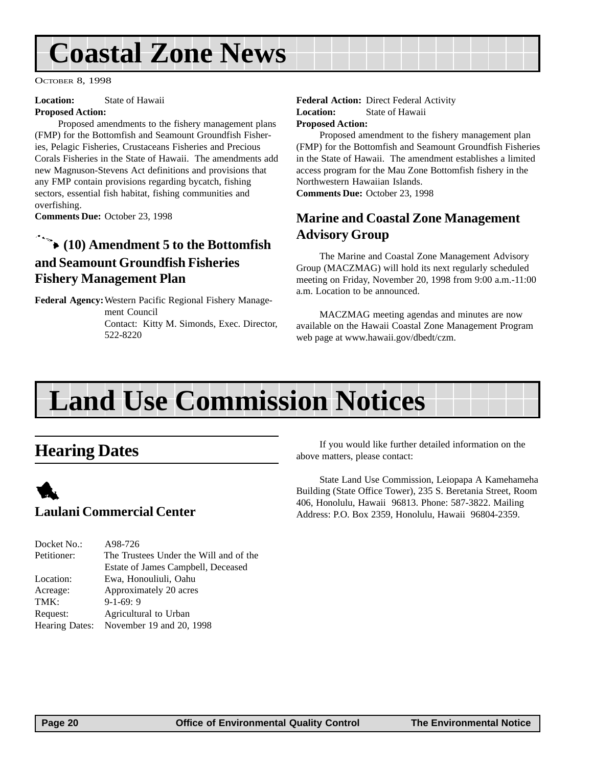# Coastal Zone News

**Location:** State of Hawaii
**Proposed Action:**

Proposed amendments to the fishery management plans (FMP) for the Bottomfish and Seamount Groundfish Fisheries, Pelagic Fisheries, Crustaceans Fisheries and Precious Corals Fisheries in the State of Hawaii. The amendments add new Magnuson-Stevens Act definitions and provisions that any FMP contain provisions regarding bycatch, fishing sectors, essential fish habitat, fishing communities and overfishing.

**Comments Due:** October 23, 1998

### (10) Amendment 5 to the Bottomfish and Seamount Groundfish Fisheries Fishery Management Plan

**Federal Agency:** Western Pacific Regional Fishery Management Council
Contact: Kitty M. Simonds, Exec. Director, 522-8220

**Federal Action:** Direct Federal Activity
**Location:** State of Hawaii
**Proposed Action:**

Proposed amendment to the fishery management plan (FMP) for the Bottomfish and Seamount Groundfish Fisheries in the State of Hawaii. The amendment establishes a limited access program for the Mau Zone Bottomfish fishery in the Northwestern Hawaiian Islands.

**Comments Due:** October 23, 1998

## Marine and Coastal Zone Management Advisory Group

The Marine and Coastal Zone Management Advisory Group (MACZMAG) will hold its next regularly scheduled meeting on Friday, November 20, 1998 from 9:00 a.m.-11:00 a.m. Location to be announced.

MACZMAG meeting agendas and minutes are now available on the Hawaii Coastal Zone Management Program web page at www.hawaii.gov/dbedt/czm.

# Land Use Commission Notices

## Hearing Dates

### Laulani Commercial Center

| | |
|---|---|
| Docket No.: | A98-726 |
| Petitioner: | The Trustees Under the Will and of the Estate of James Campbell, Deceased |
| Location: | Ewa, Honouliuli, Oahu |
| Acreage: | Approximately 20 acres |
| TMK: | 9-1-69: 9 |
| Request: | Agricultural to Urban |
| Hearing Dates: | November 19 and 20, 1998 |

If you would like further detailed information on the above matters, please contact:

State Land Use Commission, Leiopapa A Kamehameha Building (State Office Tower), 235 S. Beretania Street, Room 406, Honolulu, Hawaii 96813. Phone: 587-3822. Mailing Address: P.O. Box 2359, Honolulu, Hawaii 96804-2359.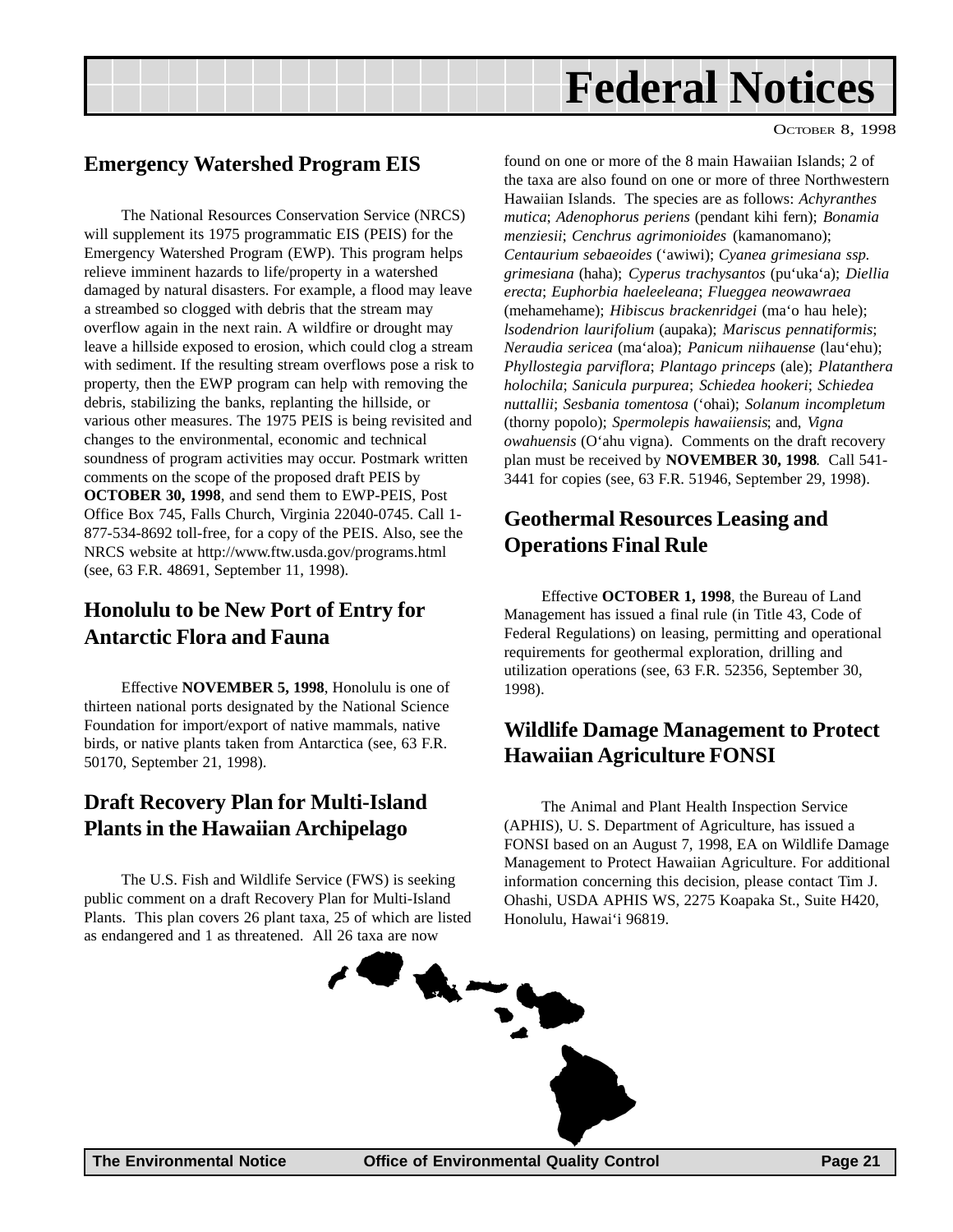# Federal Notices

OCTOBER 8, 1998

## Emergency Watershed Program EIS

The National Resources Conservation Service (NRCS) will supplement its 1975 programmatic EIS (PEIS) for the Emergency Watershed Program (EWP). This program helps relieve imminent hazards to life/property in a watershed damaged by natural disasters. For example, a flood may leave a streambed so clogged with debris that the stream may overflow again in the next rain. A wildfire or drought may leave a hillside exposed to erosion, which could clog a stream with sediment. If the resulting stream overflows pose a risk to property, then the EWP program can help with removing the debris, stabilizing the banks, replanting the hillside, or various other measures. The 1975 PEIS is being revisited and changes to the environmental, economic and technical soundness of program activities may occur. Postmark written comments on the scope of the proposed draft PEIS by **OCTOBER 30, 1998**, and send them to EWP-PEIS, Post Office Box 745, Falls Church, Virginia 22040-0745. Call 1-877-534-8692 toll-free, for a copy of the PEIS. Also, see the NRCS website at http://www.ftw.usda.gov/programs.html (see, 63 F.R. 48691, September 11, 1998).

## Honolulu to be New Port of Entry for Antarctic Flora and Fauna

Effective **NOVEMBER 5, 1998**, Honolulu is one of thirteen national ports designated by the National Science Foundation for import/export of native mammals, native birds, or native plants taken from Antarctica (see, 63 F.R. 50170, September 21, 1998).

## Draft Recovery Plan for Multi-Island Plants in the Hawaiian Archipelago

The U.S. Fish and Wildlife Service (FWS) is seeking public comment on a draft Recovery Plan for Multi-Island Plants. This plan covers 26 plant taxa, 25 of which are listed as endangered and 1 as threatened. All 26 taxa are now found on one or more of the 8 main Hawaiian Islands; 2 of the taxa are also found on one or more of three Northwestern Hawaiian Islands. The species are as follows: *Achyranthes mutica*; *Adenophorus periens* (pendant kihi fern); *Bonamia menziesii*; *Cenchrus agrimonioides* (kamanomano); *Centaurium sebaeoides* (‘awiwi); *Cyanea grimesiana ssp. grimesiana* (haha); *Cyperus trachysantos* (pu‘uka‘a); *Diellia erecta*; *Euphorbia haeleeleana*; *Flueggea neowawraea* (mehamehame); *Hibiscus brackenridgei* (ma‘o hau hele); *Isodendrion laurifolium* (aupaka); *Mariscus pennatiformis*; *Neraudia sericea* (ma‘aloa); *Panicum niihauense* (lau‘ehu); *Phyllostegia parviflora*; *Plantago princeps* (ale); *Platanthera holochila*; *Sanicula purpurea*; *Schiedea hookeri*; *Schiedea nuttallii*; *Sesbania tomentosa* (‘ohai); *Solanum incompletum* (thorny popolo); *Spermolepis hawaiiensis*; and, *Vigna owahuensis* (O‘ahu vigna). Comments on the draft recovery plan must be received by **NOVEMBER 30, 1998**. Call 541-3441 for copies (see, 63 F.R. 51946, September 29, 1998).

## Geothermal Resources Leasing and Operations Final Rule

Effective **OCTOBER 1, 1998**, the Bureau of Land Management has issued a final rule (in Title 43, Code of Federal Regulations) on leasing, permitting and operational requirements for geothermal exploration, drilling and utilization operations (see, 63 F.R. 52356, September 30, 1998).

## Wildlife Damage Management to Protect Hawaiian Agriculture FONSI

The Animal and Plant Health Inspection Service (APHIS), U. S. Department of Agriculture, has issued a FONSI based on an August 7, 1998, EA on Wildlife Damage Management to Protect Hawaiian Agriculture. For additional information concerning this decision, please contact Tim J. Ohashi, USDA APHIS WS, 2275 Koapaka St., Suite H420, Honolulu, Hawai‘i 96819.